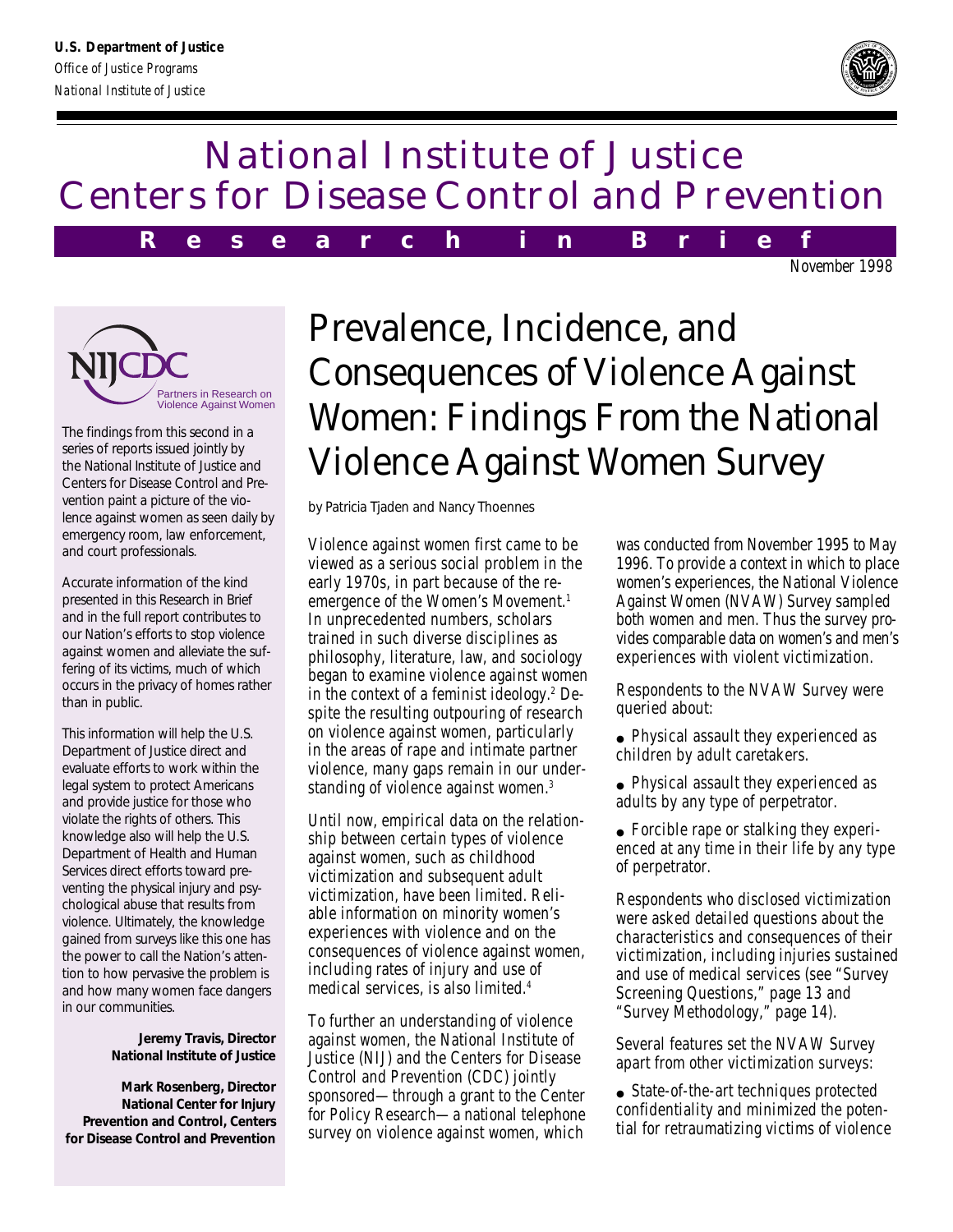**U.S. Department of Justice**
*Office of Justice Programs*
*National Institute of Justice*

# National Institute of Justice
# Centers for Disease Control and Prevention

**Research in Brief**

November 1998

NIJCDC Partners in Research on Violence Against Women

The findings from this second in a series of reports issued jointly by the National Institute of Justice and Centers for Disease Control and Prevention paint a picture of the violence against women as seen daily by emergency room, law enforcement, and court professionals.

Accurate information of the kind presented in this Research in Brief and in the full report contributes to our Nation's efforts to stop violence against women and alleviate the suffering of its victims, much of which occurs in the privacy of homes rather than in public.

This information will help the U.S. Department of Justice direct and evaluate efforts to work within the legal system to protect Americans and provide justice for those who violate the rights of others. This knowledge also will help the U.S. Department of Health and Human Services direct efforts toward preventing the physical injury and psychological abuse that results from violence. Ultimately, the knowledge gained from surveys like this one has the power to call the Nation's attention to how pervasive the problem is and how many women face dangers in our communities.

**Jeremy Travis, Director**
**National Institute of Justice**

**Mark Rosenberg, Director**
**National Center for Injury Prevention and Control, Centers for Disease Control and Prevention**

# Prevalence, Incidence, and Consequences of Violence Against Women: Findings From the National Violence Against Women Survey

by Patricia Tjaden and Nancy Thoennes

Violence against women first came to be viewed as a serious social problem in the early 1970s, in part because of the reemergence of the Women's Movement.[1] In unprecedented numbers, scholars trained in such diverse disciplines as philosophy, literature, law, and sociology began to examine violence against women in the context of a feminist ideology.[2] Despite the resulting outpouring of research on violence against women, particularly in the areas of rape and intimate partner violence, many gaps remain in our understanding of violence against women.[3]

Until now, empirical data on the relationship between certain types of violence against women, such as childhood victimization and subsequent adult victimization, have been limited. Reliable information on minority women's experiences with violence and on the consequences of violence against women, including rates of injury and use of medical services, is also limited.[4]

To further an understanding of violence against women, the National Institute of Justice (NIJ) and the Centers for Disease Control and Prevention (CDC) jointly sponsored—through a grant to the Center for Policy Research—a national telephone survey on violence against women, which was conducted from November 1995 to May 1996. To provide a context in which to place women's experiences, the National Violence Against Women (NVAW) Survey sampled both women and men. Thus the survey provides comparable data on women's and men's experiences with violent victimization.

Respondents to the NVAW Survey were queried about:

- Physical assault they experienced as children by adult caretakers.
- Physical assault they experienced as adults by any type of perpetrator.
- Forcible rape or stalking they experienced at any time in their life by any type of perpetrator.

Respondents who disclosed victimization were asked detailed questions about the characteristics and consequences of their victimization, including injuries sustained and use of medical services (see "Survey Screening Questions," page 13 and "Survey Methodology," page 14).

Several features set the NVAW Survey apart from other victimization surveys:

- State-of-the-art techniques protected confidentiality and minimized the potential for retraumatizing victims of violence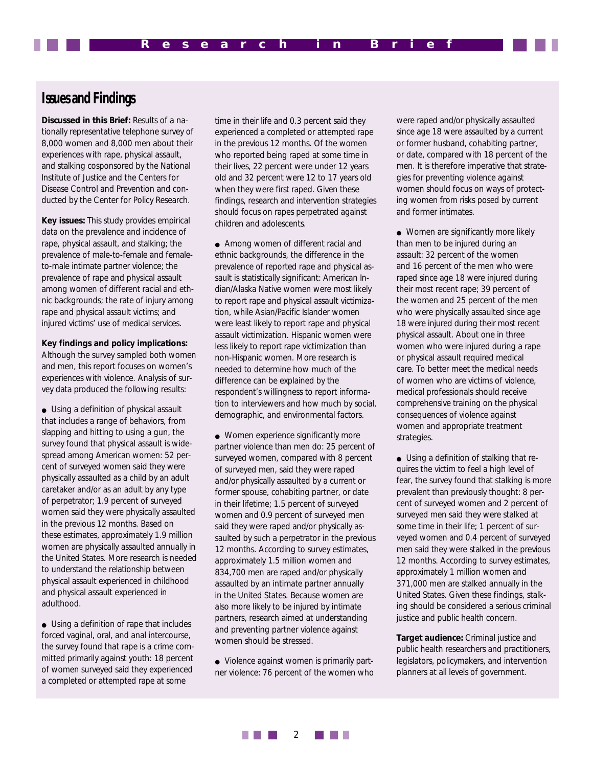## Issues and Findings

**Discussed in this Brief:** Results of a nationally representative telephone survey of 8,000 women and 8,000 men about their experiences with rape, physical assault, and stalking cosponsored by the National Institute of Justice and the Centers for Disease Control and Prevention and conducted by the Center for Policy Research.

**Key issues:** This study provides empirical data on the prevalence and incidence of rape, physical assault, and stalking; the prevalence of male-to-female and female-to-male intimate partner violence; the prevalence of rape and physical assault among women of different racial and ethnic backgrounds; the rate of injury among rape and physical assault victims; and injured victims' use of medical services.

**Key findings and policy implications:** Although the survey sampled both women and men, this report focuses on women's experiences with violence. Analysis of survey data produced the following results:

- Using a definition of physical assault that includes a range of behaviors, from slapping and hitting to using a gun, the survey found that physical assault is widespread among American women: 52 percent of surveyed women said they were physically assaulted as a child by an adult caretaker and/or as an adult by any type of perpetrator; 1.9 percent of surveyed women said they were physically assaulted in the previous 12 months. Based on these estimates, approximately 1.9 million women are physically assaulted annually in the United States. More research is needed to understand the relationship between physical assault experienced in childhood and physical assault experienced in adulthood.

- Using a definition of rape that includes forced vaginal, oral, and anal intercourse, the survey found that rape is a crime committed primarily against youth: 18 percent of women surveyed said they experienced a completed or attempted rape at some time in their life and 0.3 percent said they experienced a completed or attempted rape in the previous 12 months. Of the women who reported being raped at some time in their lives, 22 percent were under 12 years old and 32 percent were 12 to 17 years old when they were first raped. Given these findings, research and intervention strategies should focus on rapes perpetrated against children and adolescents.

- Among women of different racial and ethnic backgrounds, the difference in the prevalence of reported rape and physical assault is statistically significant: American Indian/Alaska Native women were most likely to report rape and physical assault victimization, while Asian/Pacific Islander women were least likely to report rape and physical assault victimization. Hispanic women were less likely to report rape victimization than non-Hispanic women. More research is needed to determine how much of the difference can be explained by the respondent's willingness to report information to interviewers and how much by social, demographic, and environmental factors.

- Women experience significantly more partner violence than men do: 25 percent of surveyed women, compared with 8 percent of surveyed men, said they were raped and/or physically assaulted by a current or former spouse, cohabiting partner, or date in their lifetime; 1.5 percent of surveyed women and 0.9 percent of surveyed men said they were raped and/or physically assaulted by such a perpetrator in the previous 12 months. According to survey estimates, approximately 1.5 million women and 834,700 men are raped and/or physically assaulted by an intimate partner annually in the United States. Because women are also more likely to be injured by intimate partners, research aimed at understanding and preventing partner violence against women should be stressed.

- Violence against women is primarily partner violence: 76 percent of the women who were raped and/or physically assaulted since age 18 were assaulted by a current or former husband, cohabiting partner, or date, compared with 18 percent of the men. It is therefore imperative that strategies for preventing violence against women should focus on ways of protecting women from risks posed by current and former intimates.

- Women are significantly more likely than men to be injured during an assault: 32 percent of the women and 16 percent of the men who were raped since age 18 were injured during their most recent rape; 39 percent of the women and 25 percent of the men who were physically assaulted since age 18 were injured during their most recent physical assault. About one in three women who were injured during a rape or physical assault required medical care. To better meet the medical needs of women who are victims of violence, medical professionals should receive comprehensive training on the physical consequences of violence against women and appropriate treatment strategies.

- Using a definition of stalking that requires the victim to feel a high level of fear, the survey found that stalking is more prevalent than previously thought: 8 percent of surveyed women and 2 percent of surveyed men said they were stalked at some time in their life; 1 percent of surveyed women and 0.4 percent of surveyed men said they were stalked in the previous 12 months. According to survey estimates, approximately 1 million women and 371,000 men are stalked annually in the United States. Given these findings, stalking should be considered a serious criminal justice and public health concern.

**Target audience:** Criminal justice and public health researchers and practitioners, legislators, policymakers, and intervention planners at all levels of government.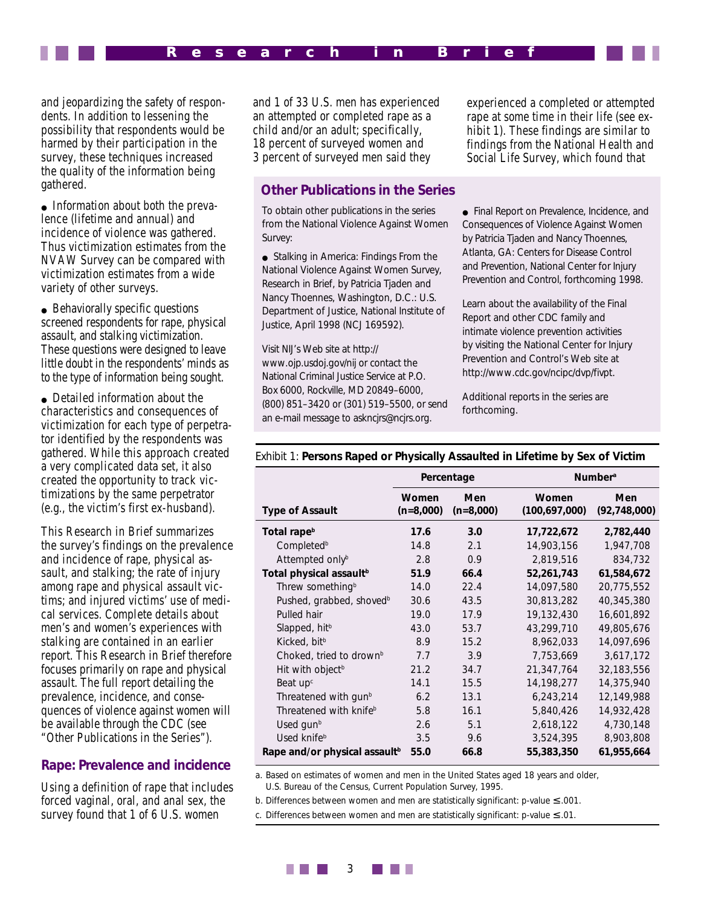and jeopardizing the safety of respondents. In addition to lessening the possibility that respondents would be harmed by their participation in the survey, these techniques increased the quality of the information being gathered.

- Information about both the prevalence (lifetime and annual) and incidence of violence was gathered. Thus victimization estimates from the NVAW Survey can be compared with victimization estimates from a wide variety of other surveys.

- Behaviorally specific questions screened respondents for rape, physical assault, and stalking victimization. These questions were designed to leave little doubt in the respondents' minds as to the type of information being sought.

- Detailed information about the characteristics and consequences of victimization for each type of perpetrator identified by the respondents was gathered. While this approach created a very complicated data set, it also created the opportunity to track victimizations by the same perpetrator (e.g., the victim's first ex-husband).

This Research in Brief summarizes the survey's findings on the prevalence and incidence of rape, physical assault, and stalking; the rate of injury among rape and physical assault victims; and injured victims' use of medical services. Complete details about men's and women's experiences with stalking are contained in an earlier report. This Research in Brief therefore focuses primarily on rape and physical assault. The full report detailing the prevalence, incidence, and consequences of violence against women will be available through the CDC (see "Other Publications in the Series").

## Rape: Prevalence and incidence

Using a definition of rape that includes forced vaginal, oral, and anal sex, the survey found that 1 of 6 U.S. women and 1 of 33 U.S. men has experienced an attempted or completed rape as a child and/or an adult; specifically, 18 percent of surveyed women and 3 percent of surveyed men said they experienced a completed or attempted rape at some time in their life (see exhibit 1). These findings are similar to findings from the National Health and Social Life Survey, which found that

### Other Publications in the Series

To obtain other publications in the series from the National Violence Against Women Survey:

- Stalking in America: Findings From the National Violence Against Women Survey, Research in Brief, by Patricia Tjaden and Nancy Thoennes, Washington, D.C.: U.S. Department of Justice, National Institute of Justice, April 1998 (NCJ 169592).

Visit NIJ's Web site at http://www.ojp.usdoj.gov/nij or contact the National Criminal Justice Service at P.O. Box 6000, Rockville, MD 20849–6000, (800) 851–3420 or (301) 519–5500, or send an e-mail message to askncjrs@ncjrs.org.

- Final Report on Prevalence, Incidence, and Consequences of Violence Against Women by Patricia Tjaden and Nancy Thoennes, Atlanta, GA: Centers for Disease Control and Prevention, National Center for Injury Prevention and Control, forthcoming 1998.

Learn about the availability of the Final Report and other CDC family and intimate violence prevention activities by visiting the National Center for Injury Prevention and Control's Web site at http://www.cdc.gov/ncipc/dvp/fivpt.

Additional reports in the series are forthcoming.

Exhibit 1: **Persons Raped or Physically Assaulted in Lifetime by Sex of Victim**

| | Percentage | | Number[a] | |
|---|---|---|---|---|
| **Type of Assault** | **Women (n=8,000)** | **Men (n=8,000)** | **Women (100,697,000)** | **Men (92,748,000)** |
| **Total rape[b]** | **17.6** | **3.0** | **17,722,672** | **2,782,440** |
| Completed[b] | 14.8 | 2.1 | 14,903,156 | 1,947,708 |
| Attempted only[b] | 2.8 | 0.9 | 2,819,516 | 834,732 |
| **Total physical assault[b]** | **51.9** | **66.4** | **52,261,743** | **61,584,672** |
| Threw something[b] | 14.0 | 22.4 | 14,097,580 | 20,775,552 |
| Pushed, grabbed, shoved[b] | 30.6 | 43.5 | 30,813,282 | 40,345,380 |
| Pulled hair | 19.0 | 17.9 | 19,132,430 | 16,601,892 |
| Slapped, hit[b] | 43.0 | 53.7 | 43,299,710 | 49,805,676 |
| Kicked, bit[b] | 8.9 | 15.2 | 8,962,033 | 14,097,696 |
| Choked, tried to drown[b] | 7.7 | 3.9 | 7,753,669 | 3,617,172 |
| Hit with object[b] | 21.2 | 34.7 | 21,347,764 | 32,183,556 |
| Beat up[c] | 14.1 | 15.5 | 14,198,277 | 14,375,940 |
| Threatened with gun[b] | 6.2 | 13.1 | 6,243,214 | 12,149,988 |
| Threatened with knife[b] | 5.8 | 16.1 | 5,840,426 | 14,932,428 |
| Used gun[b] | 2.6 | 5.1 | 2,618,122 | 4,730,148 |
| Used knife[b] | 3.5 | 9.6 | 3,524,395 | 8,903,808 |
| **Rape and/or physical assault[b]** | **55.0** | **66.8** | **55,383,350** | **61,955,664** |

a. Based on estimates of women and men in the United States aged 18 years and older, U.S. Bureau of the Census, Current Population Survey, 1995.

b. Differences between women and men are statistically significant: p-value $\leq .001$.

c. Differences between women and men are statistically significant: p-value $\leq .01$.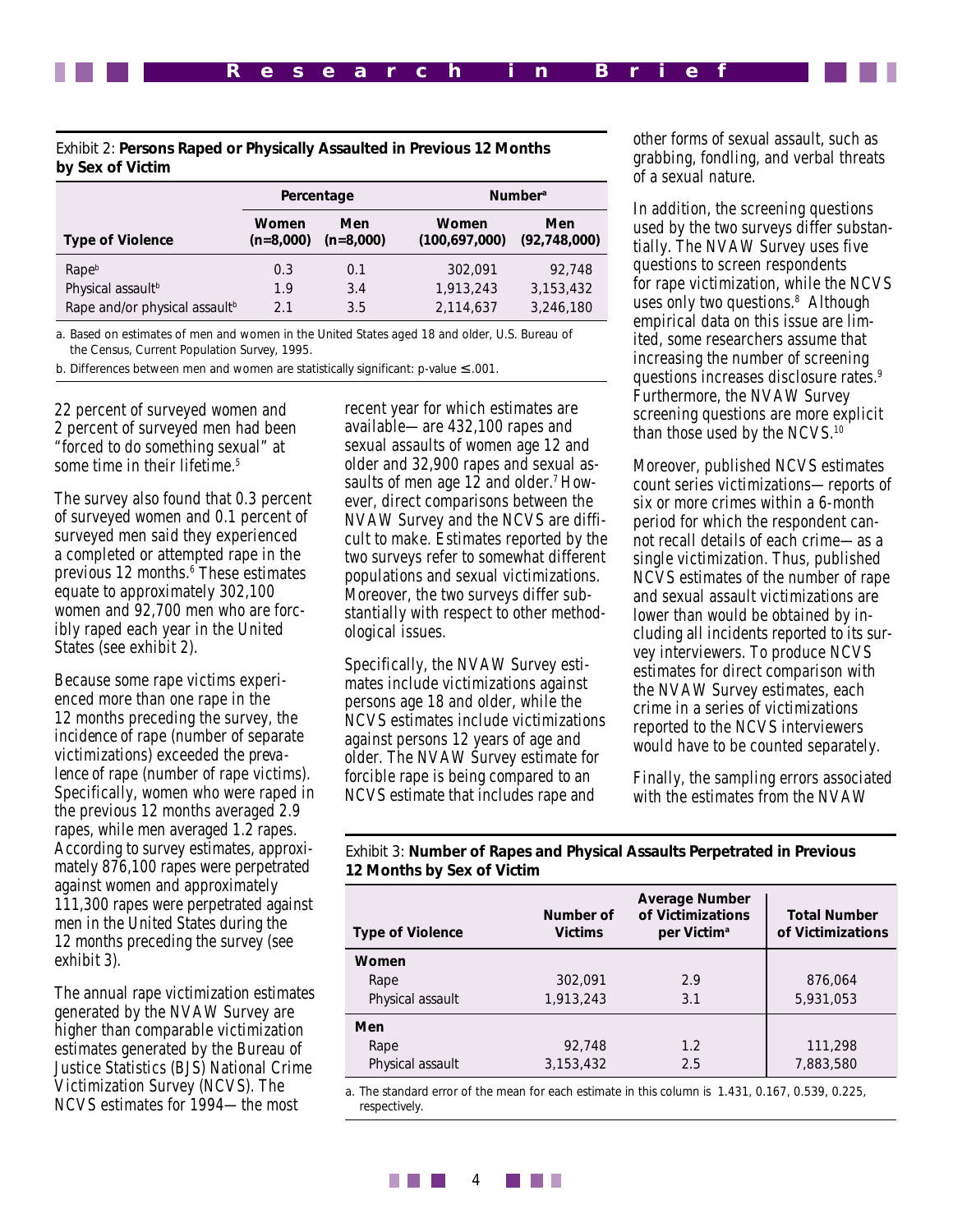Exhibit 2: **Persons Raped or Physically Assaulted in Previous 12 Months by Sex of Victim**

| Type of Violence | Percentage | | Number[a] | |
|---|---|---|---|---|
| | Women (n=8,000) | Men (n=8,000) | Women (100,697,000) | Men (92,748,000) |
| Rape[b] | 0.3 | 0.1 | 302,091 | 92,748 |
| Physical assault[b] | 1.9 | 3.4 | 1,913,243 | 3,153,432 |
| Rape and/or physical assault[b] | 2.1 | 3.5 | 2,114,637 | 3,246,180 |

a. Based on estimates of men and women in the United States aged 18 and older, U.S. Bureau of the Census, Current Population Survey, 1995.

b. Differences between men and women are statistically significant: p-value ≤ .001.

22 percent of surveyed women and 2 percent of surveyed men had been "forced to do something sexual" at some time in their lifetime.[5]

The survey also found that 0.3 percent of surveyed women and 0.1 percent of surveyed men said they experienced a completed or attempted rape in the previous 12 months.[6] These estimates equate to approximately 302,100 women and 92,700 men who are forcibly raped each year in the United States (see exhibit 2).

Because some rape victims experienced more than one rape in the 12 months preceding the survey, the incidence of rape (number of separate victimizations) exceeded the prevalence of rape (number of rape victims). Specifically, women who were raped in the previous 12 months averaged 2.9 rapes, while men averaged 1.2 rapes. According to survey estimates, approximately 876,100 rapes were perpetrated against women and approximately 111,300 rapes were perpetrated against men in the United States during the 12 months preceding the survey (see exhibit 3).

The annual rape victimization estimates generated by the NVAW Survey are higher than comparable victimization estimates generated by the Bureau of Justice Statistics (BJS) National Crime Victimization Survey (NCVS). The NCVS estimates for 1994—the most recent year for which estimates are available—are 432,100 rapes and sexual assaults of women age 12 and older and 32,900 rapes and sexual assaults of men age 12 and older.[7] However, direct comparisons between the NVAW Survey and the NCVS are difficult to make. Estimates reported by the two surveys refer to somewhat different populations and sexual victimizations. Moreover, the two surveys differ substantially with respect to other methodological issues.

Specifically, the NVAW Survey estimates include victimizations against persons age 18 and older, while the NCVS estimates include victimizations against persons 12 years of age and older. The NVAW Survey estimate for forcible rape is being compared to an NCVS estimate that includes rape and other forms of sexual assault, such as grabbing, fondling, and verbal threats of a sexual nature.

In addition, the screening questions used by the two surveys differ substantially. The NVAW Survey uses five questions to screen respondents for rape victimization, while the NCVS uses only two questions.[8] Although empirical data on this issue are limited, some researchers assume that increasing the number of screening questions increases disclosure rates.[9] Furthermore, the NVAW Survey screening questions are more explicit than those used by the NCVS.[10]

Moreover, published NCVS estimates count series victimizations—reports of six or more crimes within a 6-month period for which the respondent cannot recall details of each crime—as a single victimization. Thus, published NCVS estimates of the number of rape and sexual assault victimizations are lower than would be obtained by including all incidents reported to its survey interviewers. To produce NCVS estimates for direct comparison with the NVAW Survey estimates, each crime in a series of victimizations reported to the NCVS interviewers would have to be counted separately.

Finally, the sampling errors associated with the estimates from the NVAW

Exhibit 3: **Number of Rapes and Physical Assaults Perpetrated in Previous 12 Months by Sex of Victim**

| Type of Violence | Number of Victims | Average Number of Victimizations per Victim[a] | Total Number of Victimizations |
|---|---|---|---|
| **Women** | | | |
| Rape | 302,091 | 2.9 | 876,064 |
| Physical assault | 1,913,243 | 3.1 | 5,931,053 |
| **Men** | | | |
| Rape | 92,748 | 1.2 | 111,298 |
| Physical assault | 3,153,432 | 2.5 | 7,883,580 |

a. The standard error of the mean for each estimate in this column is 1.431, 0.167, 0.539, 0.225, respectively.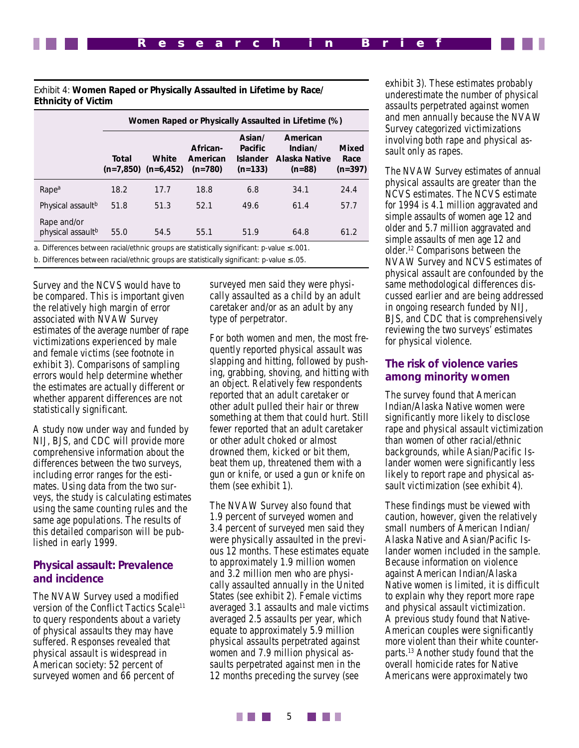Exhibit 4: **Women Raped or Physically Assaulted in Lifetime by Race/Ethnicity of Victim**

| | Women Raped or Physically Assaulted in Lifetime (%) | | | | | |
|---|---|---|---|---|---|---|
| | Total (n=7,850) | White (n=6,452) | African-American (n=780) | Asian/Pacific Islander (n=133) | American Indian/Alaska Native (n=88) | Mixed Race (n=397) |
| Rape[a] | 18.2 | 17.7 | 18.8 | 6.8 | 34.1 | 24.4 |
| Physical assault[b] | 51.8 | 51.3 | 52.1 | 49.6 | 61.4 | 57.7 |
| Rape and/or physical assault[b] | 55.0 | 54.5 | 55.1 | 51.9 | 64.8 | 61.2 |

a. Differences between racial/ethnic groups are statistically significant: p-value ≤ .001.

b. Differences between racial/ethnic groups are statistically significant: p-value ≤ .05.

Survey and the NCVS would have to be compared. This is important given the relatively high margin of error associated with NVAW Survey estimates of the average number of rape victimizations experienced by male and female victims (see footnote in exhibit 3). Comparisons of sampling errors would help determine whether the estimates are actually different or whether apparent differences are not statistically significant.

A study now under way and funded by NIJ, BJS, and CDC will provide more comprehensive information about the differences between the two surveys, including error ranges for the estimates. Using data from the two surveys, the study is calculating estimates using the same counting rules and the same age populations. The results of this detailed comparison will be published in early 1999.

## Physical assault: Prevalence and incidence

The NVAW Survey used a modified version of the Conflict Tactics Scale[11] to query respondents about a variety of physical assaults they may have suffered. Responses revealed that physical assault is widespread in American society: 52 percent of surveyed women and 66 percent of surveyed men said they were physically assaulted as a child by an adult caretaker and/or as an adult by any type of perpetrator.

For both women and men, the most frequently reported physical assault was slapping and hitting, followed by pushing, grabbing, shoving, and hitting with an object. Relatively few respondents reported that an adult caretaker or other adult pulled their hair or threw something at them that could hurt. Still fewer reported that an adult caretaker or other adult choked or almost drowned them, kicked or bit them, beat them up, threatened them with a gun or knife, or used a gun or knife on them (see exhibit 1).

The NVAW Survey also found that 1.9 percent of surveyed women and 3.4 percent of surveyed men said they were physically assaulted in the previous 12 months. These estimates equate to approximately 1.9 million women and 3.2 million men who are physically assaulted annually in the United States (see exhibit 2). Female victims averaged 3.1 assaults and male victims averaged 2.5 assaults per year, which equate to approximately 5.9 million physical assaults perpetrated against women and 7.9 million physical assaults perpetrated against men in the 12 months preceding the survey (see exhibit 3). These estimates probably underestimate the number of physical assaults perpetrated against women and men annually because the NVAW Survey categorized victimizations involving both rape and physical assault only as rapes.

The NVAW Survey estimates of annual physical assaults are greater than the NCVS estimates. The NCVS estimate for 1994 is 4.1 million aggravated and simple assaults of women age 12 and older and 5.7 million aggravated and simple assaults of men age 12 and older.[12] Comparisons between the NVAW Survey and NCVS estimates of physical assault are confounded by the same methodological differences discussed earlier and are being addressed in ongoing research funded by NIJ, BJS, and CDC that is comprehensively reviewing the two surveys' estimates for physical violence.

## The risk of violence varies among minority women

The survey found that American Indian/Alaska Native women were significantly more likely to disclose rape and physical assault victimization than women of other racial/ethnic backgrounds, while Asian/Pacific Islander women were significantly less likely to report rape and physical assault victimization (see exhibit 4).

These findings must be viewed with caution, however, given the relatively small numbers of American Indian/Alaska Native and Asian/Pacific Islander women included in the sample. Because information on violence against American Indian/Alaska Native women is limited, it is difficult to explain why they report more rape and physical assault victimization. A previous study found that Native-American couples were significantly more violent than their white counterparts.[13] Another study found that the overall homicide rates for Native Americans were approximately two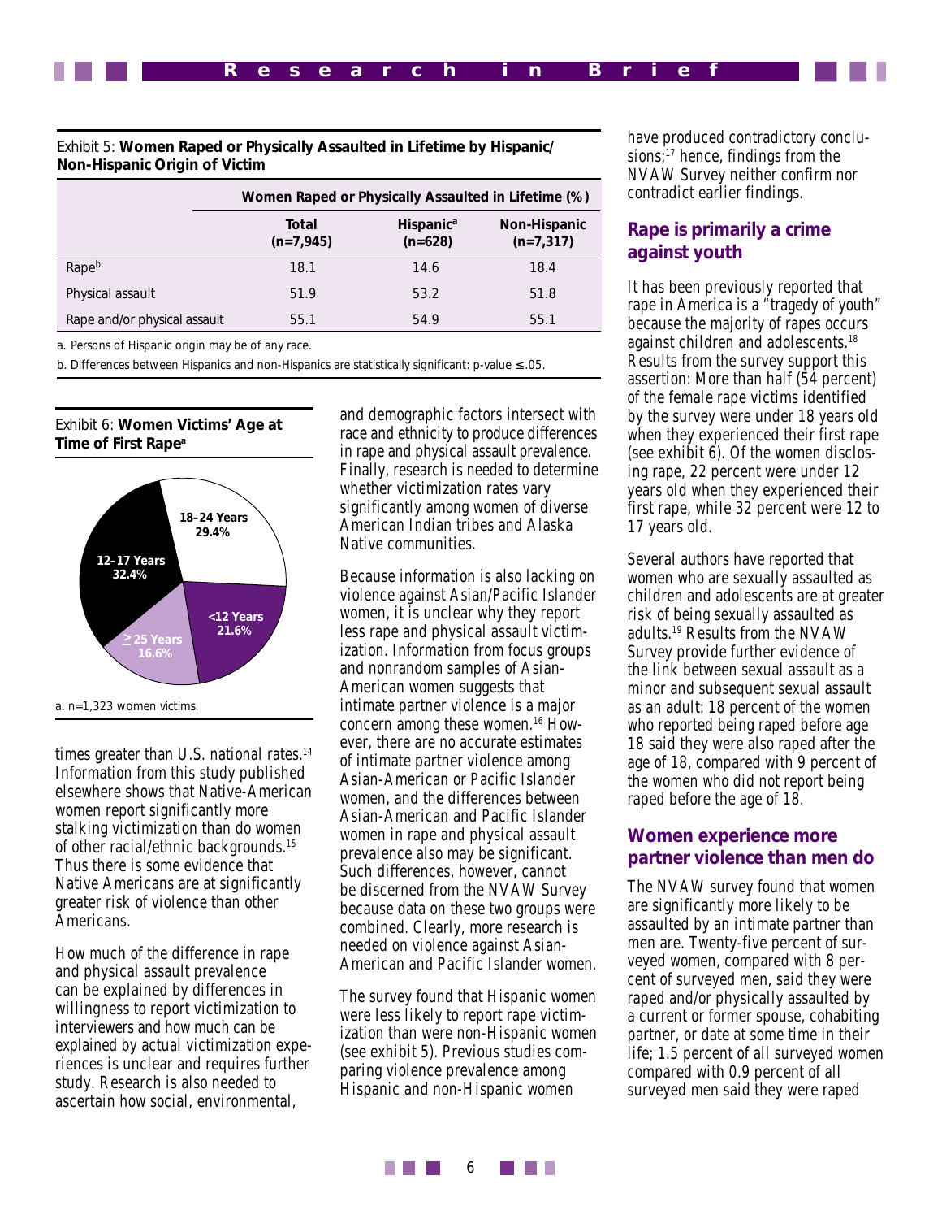Exhibit 5: **Women Raped or Physically Assaulted in Lifetime by Hispanic/Non-Hispanic Origin of Victim**

| | Women Raped or Physically Assaulted in Lifetime (%) | | |
|---|---|---|---|
| | **Total (n=7,945)** | **Hispanic[a] (n=628)** | **Non-Hispanic (n=7,317)** |
| Rape[b] | 18.1 | 14.6 | 18.4 |
| Physical assault | 51.9 | 53.2 | 51.8 |
| Rape and/or physical assault | 55.1 | 54.9 | 55.1 |

a. Persons of Hispanic origin may be of any race.

b. Differences between Hispanics and non-Hispanics are statistically significant: p-value ≤ .05.

Exhibit 6: **Women Victims' Age at Time of First Rape[a]**

| Age | % |
|---|---|
| <12 Years | 21.6% |
| 12–17 Years | 32.4% |
| 18–24 Years | 29.4% |
| ≥ 25 Years | 16.6% |

a. n=1,323 women victims.

times greater than U.S. national rates.[14] Information from this study published elsewhere shows that Native-American women report significantly more stalking victimization than do women of other racial/ethnic backgrounds.[15] Thus there is some evidence that Native Americans are at significantly greater risk of violence than other Americans.

How much of the difference in rape and physical assault prevalence can be explained by differences in willingness to report victimization to interviewers and how much can be explained by actual victimization experiences is unclear and requires further study. Research is also needed to ascertain how social, environmental, and demographic factors intersect with race and ethnicity to produce differences in rape and physical assault prevalence. Finally, research is needed to determine whether victimization rates vary significantly among women of diverse American Indian tribes and Alaska Native communities.

Because information is also lacking on violence against Asian/Pacific Islander women, it is unclear why they report less rape and physical assault victimization. Information from focus groups and nonrandom samples of Asian-American women suggests that intimate partner violence is a major concern among these women.[16] However, there are no accurate estimates of intimate partner violence among Asian-American or Pacific Islander women, and the differences between Asian-American and Pacific Islander women in rape and physical assault prevalence also may be significant. Such differences, however, cannot be discerned from the NVAW Survey because data on these two groups were combined. Clearly, more research is needed on violence against Asian-American and Pacific Islander women.

The survey found that Hispanic women were less likely to report rape victimization than were non-Hispanic women (see exhibit 5). Previous studies comparing violence prevalence among Hispanic and non-Hispanic women have produced contradictory conclusions;[17] hence, findings from the NVAW Survey neither confirm nor contradict earlier findings.

## Rape is primarily a crime against youth

It has been previously reported that rape in America is a "tragedy of youth" because the majority of rapes occurs against children and adolescents.[18] Results from the survey support this assertion: More than half (54 percent) of the female rape victims identified by the survey were under 18 years old when they experienced their first rape (see exhibit 6). Of the women disclosing rape, 22 percent were under 12 years old when they experienced their first rape, while 32 percent were 12 to 17 years old.

Several authors have reported that women who are sexually assaulted as children and adolescents are at greater risk of being sexually assaulted as adults.[19] Results from the NVAW Survey provide further evidence of the link between sexual assault as a minor and subsequent sexual assault as an adult: 18 percent of the women who reported being raped before age 18 said they were also raped after the age of 18, compared with 9 percent of the women who did not report being raped before the age of 18.

## Women experience more partner violence than men do

The NVAW survey found that women are significantly more likely to be assaulted by an intimate partner than men are. Twenty-five percent of surveyed women, compared with 8 percent of surveyed men, said they were raped and/or physically assaulted by a current or former spouse, cohabiting partner, or date at some time in their life; 1.5 percent of all surveyed women compared with 0.9 percent of all surveyed men said they were raped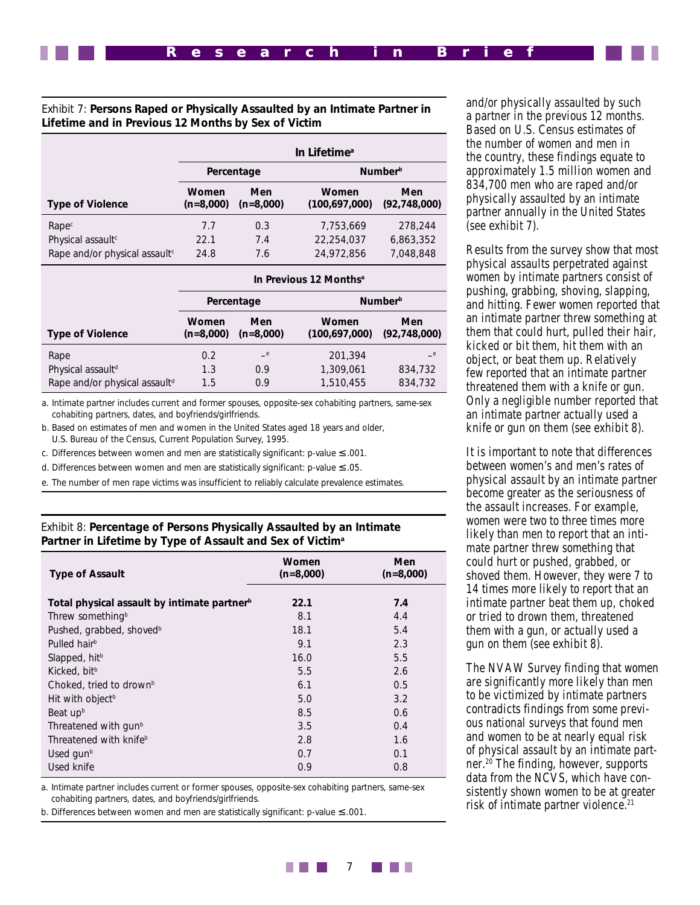Exhibit 7: **Persons Raped or Physically Assaulted by an Intimate Partner in Lifetime and in Previous 12 Months by Sex of Victim**

| | In Lifetime[a] | | | |
|---|---|---|---|---|
| | Percentage | | Number[b] | |
| Type of Violence | Women (n=8,000) | Men (n=8,000) | Women (100,697,000) | Men (92,748,000) |
| Rape[c] | 7.7 | 0.3 | 7,753,669 | 278,244 |
| Physical assault[c] | 22.1 | 7.4 | 22,254,037 | 6,863,352 |
| Rape and/or physical assault[c] | 24.8 | 7.6 | 24,972,856 | 7,048,848 |
| | **In Previous 12 Months[a]** | | | |
| | Percentage | | Number[b] | |
| Type of Violence | Women (n=8,000) | Men (n=8,000) | Women (100,697,000) | Men (92,748,000) |
| Rape | 0.2 | –[e] | 201,394 | –[e] |
| Physical assault[d] | 1.3 | 0.9 | 1,309,061 | 834,732 |
| Rape and/or physical assault[d] | 1.5 | 0.9 | 1,510,455 | 834,732 |

a. Intimate partner includes current and former spouses, opposite-sex cohabiting partners, same-sex cohabiting partners, dates, and boyfriends/girlfriends.

b. Based on estimates of men and women in the United States aged 18 years and older, U.S. Bureau of the Census, Current Population Survey, 1995.

c. Differences between women and men are statistically significant: p-value ≤ .001.

d. Differences between women and men are statistically significant: p-value ≤ .05.

e. The number of men rape victims was insufficient to reliably calculate prevalence estimates.

Exhibit 8: **Percentage of Persons Physically Assaulted by an Intimate Partner in Lifetime by Type of Assault and Sex of Victim[a]**

| Type of Assault | Women (n=8,000) | Men (n=8,000) |
|---|---|---|
| **Total physical assault by intimate partner[b]** | **22.1** | **7.4** |
| Threw something[b] | 8.1 | 4.4 |
| Pushed, grabbed, shoved[b] | 18.1 | 5.4 |
| Pulled hair[b] | 9.1 | 2.3 |
| Slapped, hit[b] | 16.0 | 5.5 |
| Kicked, bit[b] | 5.5 | 2.6 |
| Choked, tried to drown[b] | 6.1 | 0.5 |
| Hit with object[b] | 5.0 | 3.2 |
| Beat up[b] | 8.5 | 0.6 |
| Threatened with gun[b] | 3.5 | 0.4 |
| Threatened with knife[b] | 2.8 | 1.6 |
| Used gun[b] | 0.7 | 0.1 |
| Used knife | 0.9 | 0.8 |

a. Intimate partner includes current or former spouses, opposite-sex cohabiting partners, same-sex cohabiting partners, dates, and boyfriends/girlfriends.

b. Differences between women and men are statistically significant: p-value ≤ .001.

and/or physically assaulted by such a partner in the previous 12 months. Based on U.S. Census estimates of the number of women and men in the country, these findings equate to approximately 1.5 million women and 834,700 men who are raped and/or physically assaulted by an intimate partner annually in the United States (see exhibit 7).

Results from the survey show that most physical assaults perpetrated against women by intimate partners consist of pushing, grabbing, shoving, slapping, and hitting. Fewer women reported that an intimate partner threw something at them that could hurt, pulled their hair, kicked or bit them, hit them with an object, or beat them up. Relatively few reported that an intimate partner threatened them with a knife or gun. Only a negligible number reported that an intimate partner actually used a knife or gun on them (see exhibit 8).

It is important to note that differences between women's and men's rates of physical assault by an intimate partner become greater as the seriousness of the assault increases. For example, women were two to three times more likely than men to report that an intimate partner threw something that could hurt or pushed, grabbed, or shoved them. However, they were 7 to 14 times more likely to report that an intimate partner beat them up, choked or tried to drown them, threatened them with a gun, or actually used a gun on them (see exhibit 8).

The NVAW Survey finding that women are significantly more likely than men to be victimized by intimate partners contradicts findings from some previous national surveys that found men and women to be at nearly equal risk of physical assault by an intimate partner.[20] The finding, however, supports data from the NCVS, which have consistently shown women to be at greater risk of intimate partner violence.[21]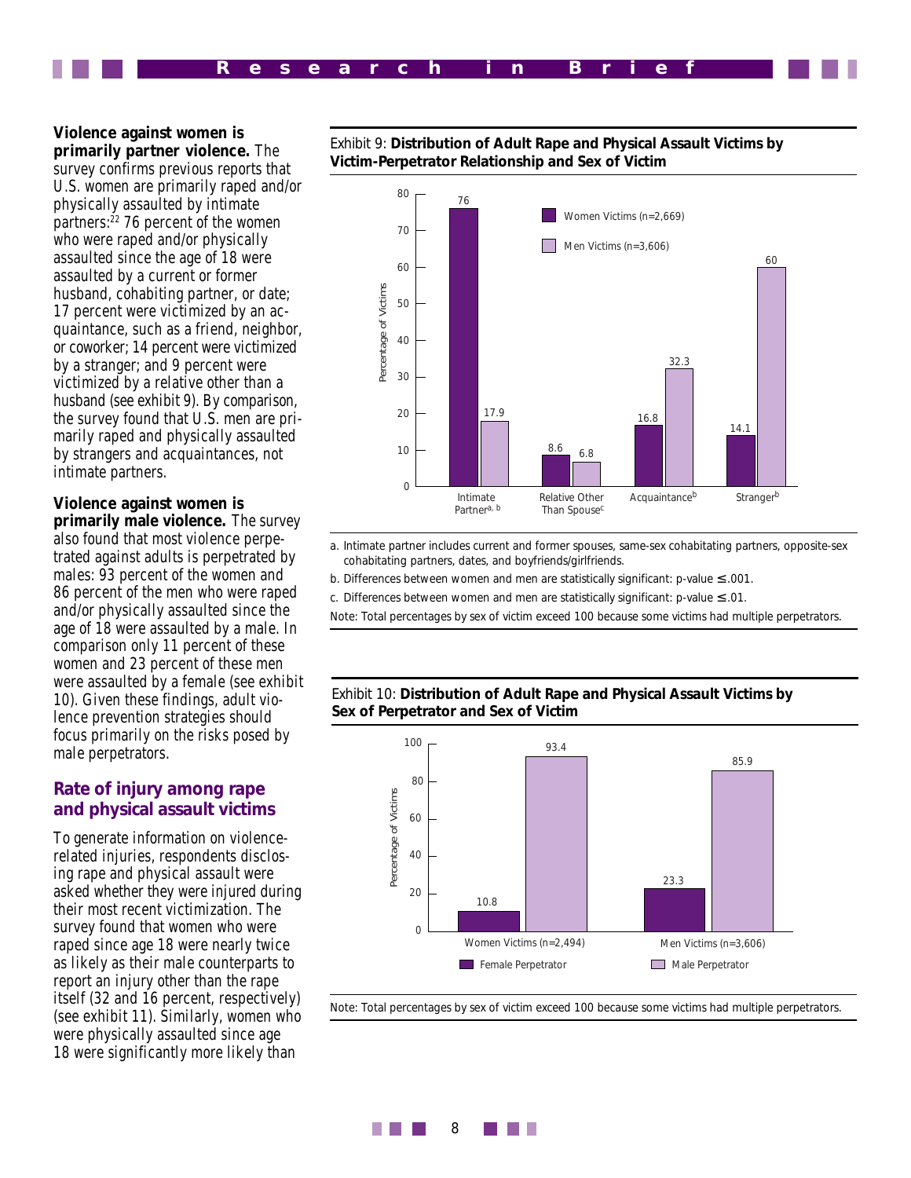**Violence against women is primarily partner violence.** The survey confirms previous reports that U.S. women are primarily raped and/or physically assaulted by intimate partners:[22] 76 percent of the women who were raped and/or physically assaulted since the age of 18 were assaulted by a current or former husband, cohabiting partner, or date; 17 percent were victimized by an acquaintance, such as a friend, neighbor, or coworker; 14 percent were victimized by a stranger; and 9 percent were victimized by a relative other than a husband (see exhibit 9). By comparison, the survey found that U.S. men are primarily raped and physically assaulted by strangers and acquaintances, not intimate partners.

**Violence against women is primarily male violence.** The survey also found that most violence perpetrated against adults is perpetrated by males: 93 percent of the women and 86 percent of the men who were raped and/or physically assaulted since the age of 18 were assaulted by a male. In comparison only 11 percent of these women and 23 percent of these men were assaulted by a female (see exhibit 10). Given these findings, adult violence prevention strategies should focus primarily on the risks posed by male perpetrators.

## Rate of injury among rape and physical assault victims

To generate information on violence-related injuries, respondents disclosing rape and physical assault were asked whether they were injured during their most recent victimization. The survey found that women who were raped since age 18 were nearly twice as likely as their male counterparts to report an injury other than the rape itself (32 and 16 percent, respectively) (see exhibit 11). Similarly, women who were physically assaulted since age 18 were significantly more likely than

Exhibit 9: **Distribution of Adult Rape and Physical Assault Victims by Victim-Perpetrator Relationship and Sex of Victim**

| Victim-Perpetrator Relationship | Women Victims (n=2,669) | Men Victims (n=3,606) |
|---|---|---|
| Intimate Partner[a, b] | 76 | 17.9 |
| Relative Other Than Spouse[c] | 8.6 | 6.8 |
| Acquaintance[b] | 16.8 | 32.3 |
| Stranger[b] | 14.1 | 60 |

a. Intimate partner includes current and former spouses, same-sex cohabitating partners, opposite-sex cohabitating partners, dates, and boyfriends/girlfriends.

b. Differences between women and men are statistically significant: p-value ≤ .001.

c. Differences between women and men are statistically significant: p-value ≤ .01.

Note: Total percentages by sex of victim exceed 100 because some victims had multiple perpetrators.

Exhibit 10: **Distribution of Adult Rape and Physical Assault Victims by Sex of Perpetrator and Sex of Victim**

| | Female Perpetrator | Male Perpetrator |
|---|---|---|
| Women Victims (n=2,494) | 10.8 | 93.4 |
| Men Victims (n=3,606) | 23.3 | 85.9 |

Note: Total percentages by sex of victim exceed 100 because some victims had multiple perpetrators.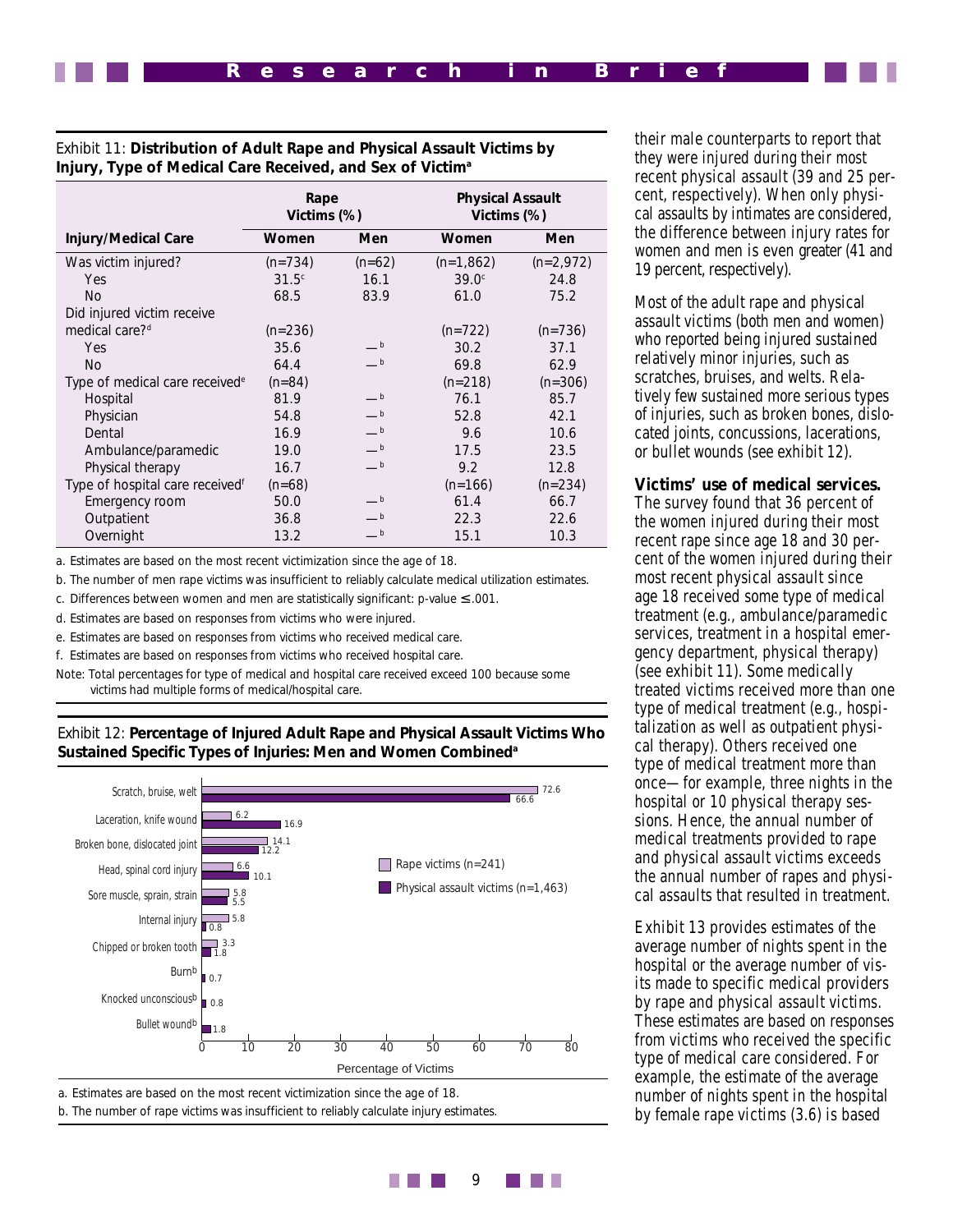Exhibit 11: **Distribution of Adult Rape and Physical Assault Victims by Injury, Type of Medical Care Received, and Sex of Victim[a]**

| | Rape Victims (%) | | Physical Assault Victims (%) | |
|---|---|---|---|---|
| **Injury/Medical Care** | **Women** | **Men** | **Women** | **Men** |
| Was victim injured? | (n=734) | (n=62) | (n=1,862) | (n=2,972) |
| Yes | 31.5[c] | 16.1 | 39.0[c] | 24.8 |
| No | 68.5 | 83.9 | 61.0 | 75.2 |
| Did injured victim receive medical care?[d] | (n=236) | | (n=722) | (n=736) |
| Yes | 35.6 | —[b] | 30.2 | 37.1 |
| No | 64.4 | —[b] | 69.8 | 62.9 |
| Type of medical care received[e] | (n=84) | | (n=218) | (n=306) |
| Hospital | 81.9 | —[b] | 76.1 | 85.7 |
| Physician | 54.8 | —[b] | 52.8 | 42.1 |
| Dental | 16.9 | —[b] | 9.6 | 10.6 |
| Ambulance/paramedic | 19.0 | —[b] | 17.5 | 23.5 |
| Physical therapy | 16.7 | —[b] | 9.2 | 12.8 |
| Type of hospital care received[f] | (n=68) | | (n=166) | (n=234) |
| Emergency room | 50.0 | —[b] | 61.4 | 66.7 |
| Outpatient | 36.8 | —[b] | 22.3 | 22.6 |
| Overnight | 13.2 | —[b] | 15.1 | 10.3 |

a. Estimates are based on the most recent victimization since the age of 18.

b. The number of men rape victims was insufficient to reliably calculate medical utilization estimates.

c. Differences between women and men are statistically significant: p-value ≤ .001.

d. Estimates are based on responses from victims who were injured.

e. Estimates are based on responses from victims who received medical care.

f. Estimates are based on responses from victims who received hospital care.

Note: Total percentages for type of medical and hospital care received exceed 100 because some victims had multiple forms of medical/hospital care.

Exhibit 12: **Percentage of Injured Adult Rape and Physical Assault Victims Who Sustained Specific Types of Injuries: Men and Women Combined[a]**

| Injury | Rape victims (n=241) | Physical assault victims (n=1,463) |
|---|---|---|
| Scratch, bruise, welt | 72.6 | 66.6 |
| Laceration, knife wound | 6.2 | 16.9 |
| Broken bone, dislocated joint | 14.1 | 12.2 |
| Head, spinal cord injury | 6.6 | 10.1 |
| Sore muscle, sprain, strain | 5.8 | 5.5 |
| Internal injury | 5.8 | 0.8 |
| Chipped or broken tooth | 3.3 | 1.8 |
| Burn[b] | | 0.7 |
| Knocked unconscious[b] | | 0.8 |
| Bullet wound[b] | | 1.8 |

Percentage of Victims

a. Estimates are based on the most recent victimization since the age of 18.

b. The number of rape victims was insufficient to reliably calculate injury estimates.

their male counterparts to report that they were injured during their most recent physical assault (39 and 25 percent, respectively). When only physical assaults by intimates are considered, the difference between injury rates for women and men is even greater (41 and 19 percent, respectively).

Most of the adult rape and physical assault victims (both men and women) who reported being injured sustained relatively minor injuries, such as scratches, bruises, and welts. Relatively few sustained more serious types of injuries, such as broken bones, dislocated joints, concussions, lacerations, or bullet wounds (see exhibit 12).

**Victims' use of medical services.** The survey found that 36 percent of the women injured during their most recent rape since age 18 and 30 percent of the women injured during their most recent physical assault since age 18 received some type of medical treatment (e.g., ambulance/paramedic services, treatment in a hospital emergency department, physical therapy) (see exhibit 11). Some medically treated victims received more than one type of medical treatment (e.g., hospitalization as well as outpatient physical therapy). Others received one type of medical treatment more than once—for example, three nights in the hospital or 10 physical therapy sessions. Hence, the annual number of medical treatments provided to rape and physical assault victims exceeds the annual number of rapes and physical assaults that resulted in treatment.

Exhibit 13 provides estimates of the average number of nights spent in the hospital or the average number of visits made to specific medical providers by rape and physical assault victims. These estimates are based on responses from victims who received the specific type of medical care considered. For example, the estimate of the average number of nights spent in the hospital by female rape victims (3.6) is based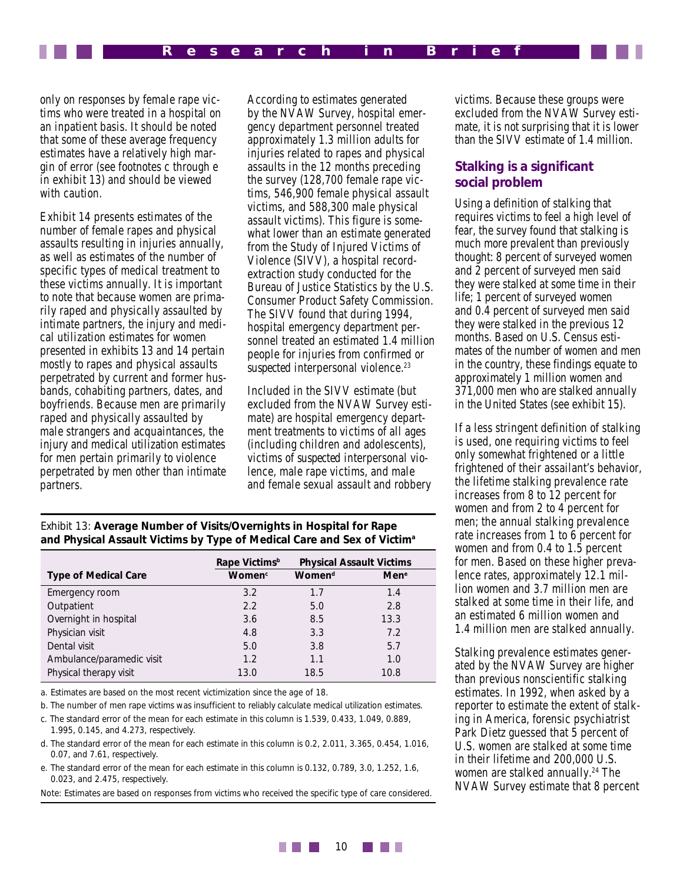only on responses by female rape victims who were treated in a hospital on an inpatient basis. It should be noted that some of these average frequency estimates have a relatively high margin of error (see footnotes c through e in exhibit 13) and should be viewed with caution.

Exhibit 14 presents estimates of the number of female rapes and physical assaults resulting in injuries annually, as well as estimates of the number of specific types of medical treatment to these victims annually. It is important to note that because women are primarily raped and physically assaulted by intimate partners, the injury and medical utilization estimates for women presented in exhibits 13 and 14 pertain mostly to rapes and physical assaults perpetrated by current and former husbands, cohabiting partners, dates, and boyfriends. Because men are primarily raped and physically assaulted by male strangers and acquaintances, the injury and medical utilization estimates for men pertain primarily to violence perpetrated by men other than intimate partners.

According to estimates generated by the NVAW Survey, hospital emergency department personnel treated approximately 1.3 million adults for injuries related to rapes and physical assaults in the 12 months preceding the survey (128,700 female rape victims, 546,900 female physical assault victims, and 588,300 male physical assault victims). This figure is somewhat lower than an estimate generated from the Study of Injured Victims of Violence (SIVV), a hospital record-extraction study conducted for the Bureau of Justice Statistics by the U.S. Consumer Product Safety Commission. The SIVV found that during 1994, hospital emergency department personnel treated an estimated 1.4 million people for injuries from confirmed or *suspected* interpersonal violence.[23]

Included in the SIVV estimate (but excluded from the NVAW Survey estimate) are hospital emergency department treatments to victims of all ages (including children and adolescents), victims of *suspected* interpersonal violence, male rape victims, and male and female sexual assault and robbery victims. Because these groups were excluded from the NVAW Survey estimate, it is not surprising that it is lower than the SIVV estimate of 1.4 million.

Exhibit 13: **Average Number of Visits/Overnights in Hospital for Rape and Physical Assault Victims by Type of Medical Care and Sex of Victim**[a]

| | Rape Victims[b] | Physical Assault Victims | |
|---|---|---|---|
| **Type of Medical Care** | **Women**[c] | **Women**[d] | **Men**[e] |
| Emergency room | 3.2 | 1.7 | 1.4 |
| Outpatient | 2.2 | 5.0 | 2.8 |
| Overnight in hospital | 3.6 | 8.5 | 13.3 |
| Physician visit | 4.8 | 3.3 | 7.2 |
| Dental visit | 5.0 | 3.8 | 5.7 |
| Ambulance/paramedic visit | 1.2 | 1.1 | 1.0 |
| Physical therapy visit | 13.0 | 18.5 | 10.8 |

a. Estimates are based on the most recent victimization since the age of 18.

b. The number of men rape victims was insufficient to reliably calculate medical utilization estimates.

c. The standard error of the mean for each estimate in this column is 1.539, 0.433, 1.049, 0.889, 1.995, 0.145, and 4.273, respectively.

d. The standard error of the mean for each estimate in this column is 0.2, 2.011, 3.365, 0.454, 1.016, 0.07, and 7.61, respectively.

e. The standard error of the mean for each estimate in this column is 0.132, 0.789, 3.0, 1.252, 1.6, 0.023, and 2.475, respectively.

Note: Estimates are based on responses from victims who received the specific type of care considered.

## Stalking is a significant social problem

Using a definition of stalking that requires victims to feel a high level of fear, the survey found that stalking is much more prevalent than previously thought: 8 percent of surveyed women and 2 percent of surveyed men said they were stalked at some time in their life; 1 percent of surveyed women and 0.4 percent of surveyed men said they were stalked in the previous 12 months. Based on U.S. Census estimates of the number of women and men in the country, these findings equate to approximately 1 million women and 371,000 men who are stalked annually in the United States (see exhibit 15).

If a less stringent definition of stalking is used, one requiring victims to feel only somewhat frightened or a little frightened of their assailant's behavior, the lifetime stalking prevalence rate increases from 8 to 12 percent for women and from 2 to 4 percent for men; the annual stalking prevalence rate increases from 1 to 6 percent for women and from 0.4 to 1.5 percent for men. Based on these higher prevalence rates, approximately 12.1 million women and 3.7 million men are stalked at some time in their life, and an estimated 6 million women and 1.4 million men are stalked annually.

Stalking prevalence estimates generated by the NVAW Survey are higher than previous nonscientific stalking estimates. In 1992, when asked by a reporter to estimate the extent of stalking in America, forensic psychiatrist Park Dietz guessed that 5 percent of U.S. women are stalked at some time in their lifetime and 200,000 U.S. women are stalked annually.[24] The NVAW Survey estimate that 8 percent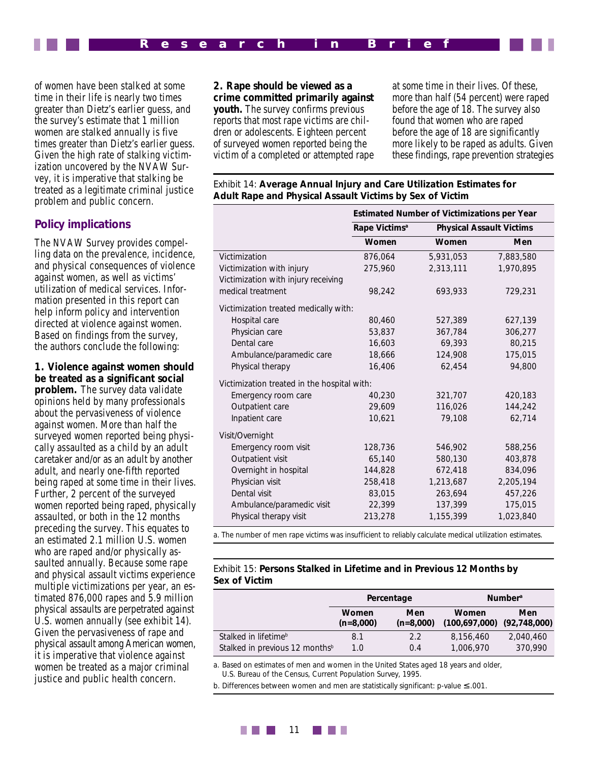of women have been stalked at some time in their life is nearly two times greater than Dietz's earlier guess, and the survey's estimate that 1 million women are stalked annually is five times greater than Dietz's earlier guess. Given the high rate of stalking victimization uncovered by the NVAW Survey, it is imperative that stalking be treated as a legitimate criminal justice problem and public concern.

## Policy implications

The NVAW Survey provides compelling data on the prevalence, incidence, and physical consequences of violence against women, as well as victims' utilization of medical services. Information presented in this report can help inform policy and intervention directed at violence against women. Based on findings from the survey, the authors conclude the following:

**1. Violence against women should be treated as a significant social problem.** The survey data validate opinions held by many professionals about the pervasiveness of violence against women. More than half the surveyed women reported being physically assaulted as a child by an adult caretaker and/or as an adult by another adult, and nearly one-fifth reported being raped at some time in their lives. Further, 2 percent of the surveyed women reported being raped, physically assaulted, or both in the 12 months preceding the survey. This equates to an estimated 2.1 million U.S. women who are raped and/or physically assaulted annually. Because some rape and physical assault victims experience multiple victimizations per year, an estimated 876,000 rapes and 5.9 million physical assaults are perpetrated against U.S. women annually (see exhibit 14). Given the pervasiveness of rape and physical assault among American women, it is imperative that violence against women be treated as a major criminal justice and public health concern.

**2. Rape should be viewed as a crime committed primarily against youth.** The survey confirms previous reports that most rape victims are children or adolescents. Eighteen percent of surveyed women reported being the victim of a completed or attempted rape at some time in their lives. Of these, more than half (54 percent) were raped before the age of 18. The survey also found that women who are raped before the age of 18 are significantly more likely to be raped as adults. Given these findings, rape prevention strategies

Exhibit 14: **Average Annual Injury and Care Utilization Estimates for Adult Rape and Physical Assault Victims by Sex of Victim**

| | Estimated Number of Victimizations per Year | | |
|---|---|---|---|
| | Rape Victims[a] | Physical Assault Victims | |
| | Women | Women | Men |
| Victimization | 876,064 | 5,931,053 | 7,883,580 |
| Victimization with injury | 275,960 | 2,313,111 | 1,970,895 |
| Victimization with injury receiving medical treatment | 98,242 | 693,933 | 729,231 |
| Victimization treated medically with: | | | |
| Hospital care | 80,460 | 527,389 | 627,139 |
| Physician care | 53,837 | 367,784 | 306,277 |
| Dental care | 16,603 | 69,393 | 80,215 |
| Ambulance/paramedic care | 18,666 | 124,908 | 175,015 |
| Physical therapy | 16,406 | 62,454 | 94,800 |
| Victimization treated in the hospital with: | | | |
| Emergency room care | 40,230 | 321,707 | 420,183 |
| Outpatient care | 29,609 | 116,026 | 144,242 |
| Inpatient care | 10,621 | 79,108 | 62,714 |
| Visit/Overnight | | | |
| Emergency room visit | 128,736 | 546,902 | 588,256 |
| Outpatient visit | 65,140 | 580,130 | 403,878 |
| Overnight in hospital | 144,828 | 672,418 | 834,096 |
| Physician visit | 258,418 | 1,213,687 | 2,205,194 |
| Dental visit | 83,015 | 263,694 | 457,226 |
| Ambulance/paramedic visit | 22,399 | 137,399 | 175,015 |
| Physical therapy visit | 213,278 | 1,155,399 | 1,023,840 |

a. The number of men rape victims was insufficient to reliably calculate medical utilization estimates.

Exhibit 15: **Persons Stalked in Lifetime and in Previous 12 Months by Sex of Victim**

| | Percentage | | Number[a] | |
|---|---|---|---|---|
| | Women (n=8,000) | Men (n=8,000) | Women (100,697,000) | Men (92,748,000) |
| Stalked in lifetime[b] | 8.1 | 2.2 | 8,156,460 | 2,040,460 |
| Stalked in previous 12 months[b] | 1.0 | 0.4 | 1,006,970 | 370,990 |

a. Based on estimates of men and women in the United States aged 18 years and older, U.S. Bureau of the Census, Current Population Survey, 1995.

b. Differences between women and men are statistically significant: p-value ≤ .001.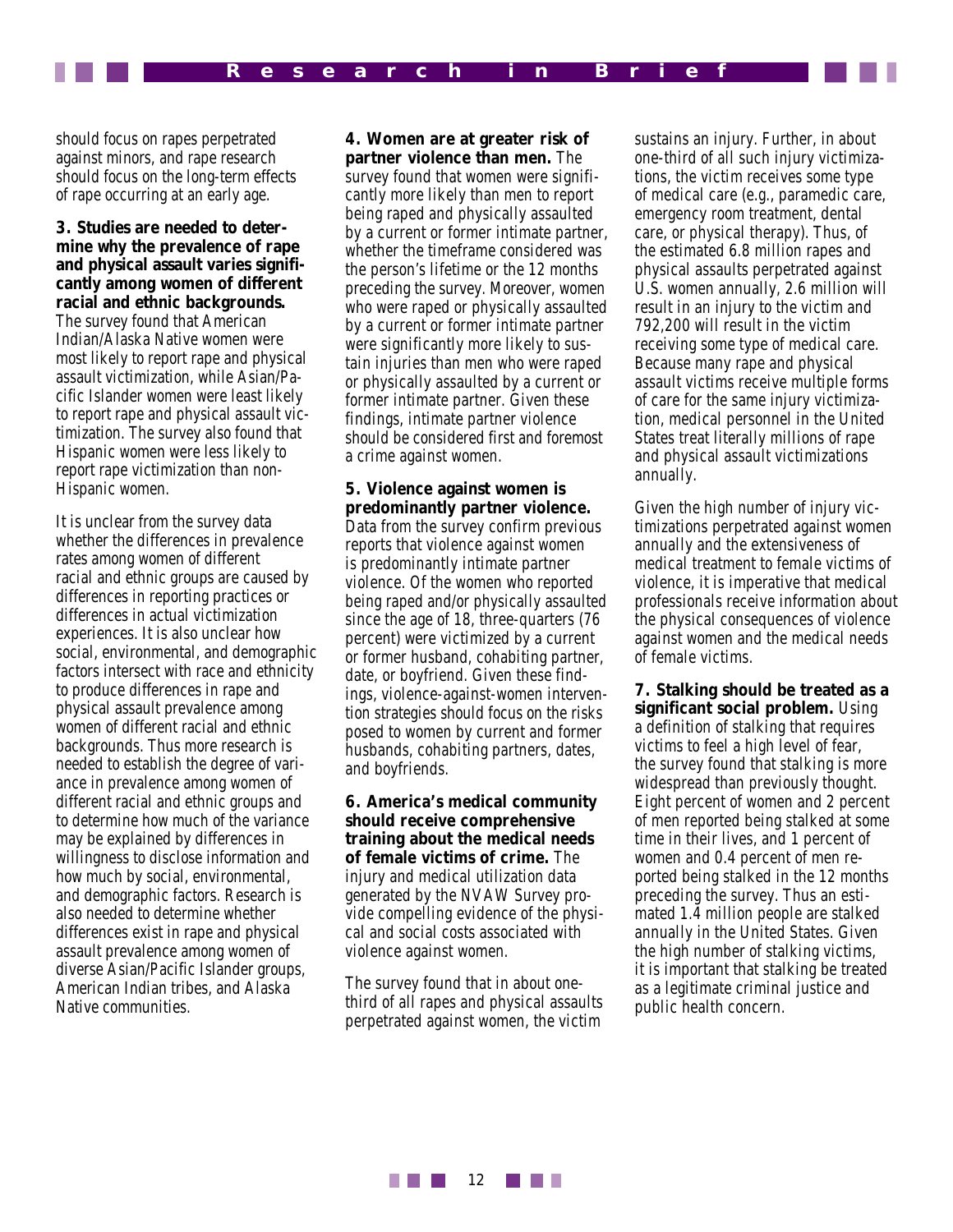should focus on rapes perpetrated against minors, and rape research should focus on the long-term effects of rape occurring at an early age.

**3. Studies are needed to determine why the prevalence of rape and physical assault varies significantly among women of different racial and ethnic backgrounds.** The survey found that American Indian/Alaska Native women were most likely to report rape and physical assault victimization, while Asian/Pacific Islander women were least likely to report rape and physical assault victimization. The survey also found that Hispanic women were less likely to report rape victimization than non-Hispanic women.

It is unclear from the survey data whether the differences in prevalence rates among women of different racial and ethnic groups are caused by differences in reporting practices or differences in actual victimization experiences. It is also unclear how social, environmental, and demographic factors intersect with race and ethnicity to produce differences in rape and physical assault prevalence among women of different racial and ethnic backgrounds. Thus more research is needed to establish the degree of variance in prevalence among women of different racial and ethnic groups and to determine how much of the variance may be explained by differences in willingness to disclose information and how much by social, environmental, and demographic factors. Research is also needed to determine whether differences exist in rape and physical assault prevalence among women of diverse Asian/Pacific Islander groups, American Indian tribes, and Alaska Native communities.

**4. Women are at greater risk of partner violence than men.** The survey found that women were significantly more likely than men to report being raped and physically assaulted by a current or former intimate partner, whether the timeframe considered was the person's lifetime or the 12 months preceding the survey. Moreover, women who were raped or physically assaulted by a current or former intimate partner were significantly more likely to sustain injuries than men who were raped or physically assaulted by a current or former intimate partner. Given these findings, intimate partner violence should be considered first and foremost a crime against women.

**5. Violence against women is predominantly partner violence.** Data from the survey confirm previous reports that violence against women is predominantly intimate partner violence. Of the women who reported being raped and/or physically assaulted since the age of 18, three-quarters (76 percent) were victimized by a current or former husband, cohabiting partner, date, or boyfriend. Given these findings, violence-against-women intervention strategies should focus on the risks posed to women by current and former husbands, cohabiting partners, dates, and boyfriends.

**6. America's medical community should receive comprehensive training about the medical needs of female victims of crime.** The injury and medical utilization data generated by the NVAW Survey provide compelling evidence of the physical and social costs associated with violence against women.

The survey found that in about one-third of all rapes and physical assaults perpetrated against women, the victim sustains an injury. Further, in about one-third of all such injury victimizations, the victim receives some type of medical care (e.g., paramedic care, emergency room treatment, dental care, or physical therapy). Thus, of the estimated 6.8 million rapes and physical assaults perpetrated against U.S. women annually, 2.6 million will result in an injury to the victim and 792,200 will result in the victim receiving some type of medical care. Because many rape and physical assault victims receive multiple forms of care for the same injury victimization, medical personnel in the United States treat literally millions of rape and physical assault victimizations annually.

Given the high number of injury victimizations perpetrated against women annually and the extensiveness of medical treatment to female victims of violence, it is imperative that medical professionals receive information about the physical consequences of violence against women and the medical needs of female victims.

**7. Stalking should be treated as a significant social problem.** Using a definition of stalking that requires victims to feel a high level of fear, the survey found that stalking is more widespread than previously thought. Eight percent of women and 2 percent of men reported being stalked at some time in their lives, and 1 percent of women and 0.4 percent of men reported being stalked in the 12 months preceding the survey. Thus an estimated 1.4 million people are stalked annually in the United States. Given the high number of stalking victims, it is important that stalking be treated as a legitimate criminal justice and public health concern.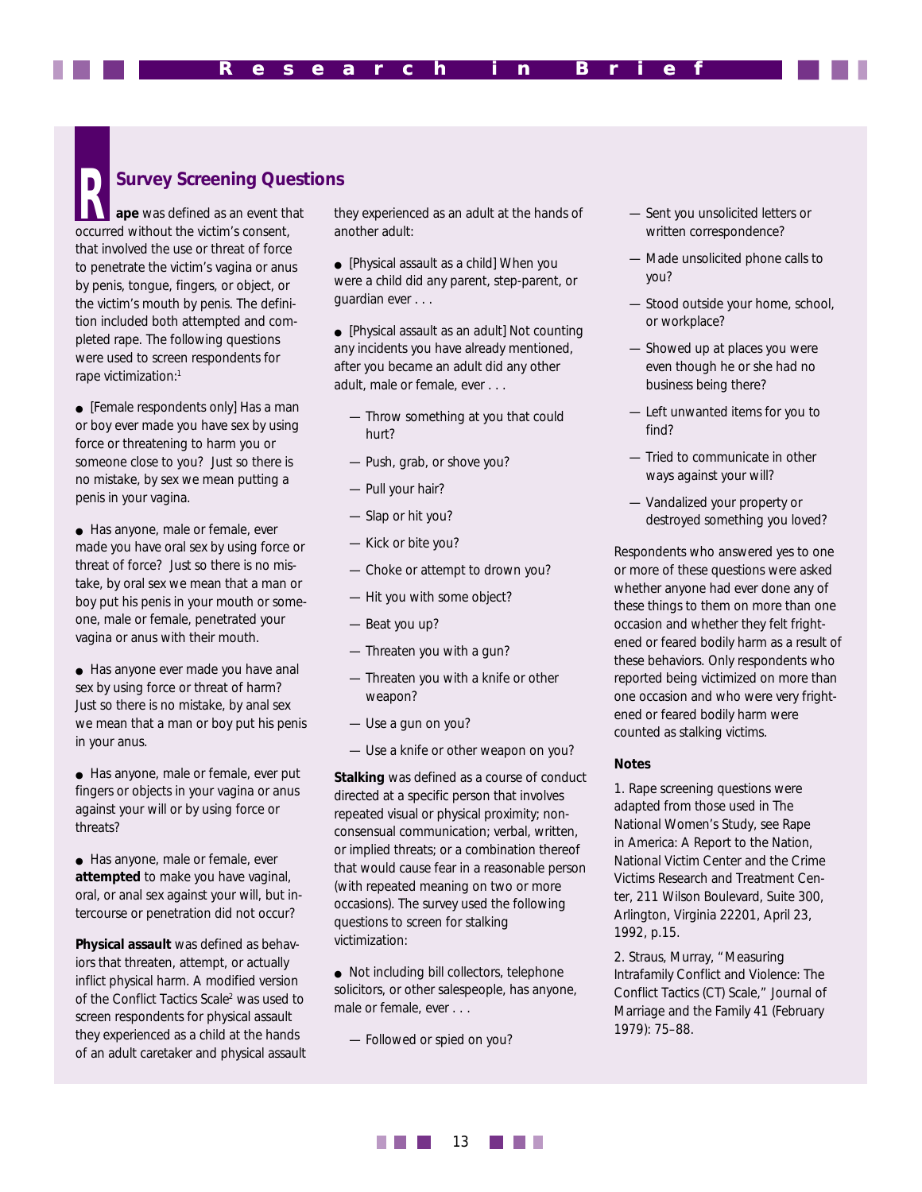## Survey Screening Questions

**Rape** was defined as an event that occurred without the victim's consent, that involved the use or threat of force to penetrate the victim's vagina or anus by penis, tongue, fingers, or object, or the victim's mouth by penis. The definition included both attempted and completed rape. The following questions were used to screen respondents for rape victimization:[1]

- [Female respondents only] Has a man or boy ever made you have sex by using force or threatening to harm you or someone close to you? Just so there is no mistake, by sex we mean putting a penis in your vagina.
- Has anyone, male or female, ever made you have oral sex by using force or threat of force? Just so there is no mistake, by oral sex we mean that a man or boy put his penis in your mouth or someone, male or female, penetrated your vagina or anus with their mouth.
- Has anyone ever made you have anal sex by using force or threat of harm? Just so there is no mistake, by anal sex we mean that a man or boy put his penis in your anus.
- Has anyone, male or female, ever put fingers or objects in your vagina or anus against your will or by using force or threats?
- Has anyone, male or female, ever **attempted** to make you have vaginal, oral, or anal sex against your will, but intercourse or penetration did not occur?

**Physical assault** was defined as behaviors that threaten, attempt, or actually inflict physical harm. A modified version of the Conflict Tactics Scale[2] was used to screen respondents for physical assault they experienced as a child at the hands of an adult caretaker and physical assault they experienced as an adult at the hands of another adult:

- [Physical assault as a child] When you were a child did any parent, step-parent, or guardian ever . . .
- [Physical assault as an adult] Not counting any incidents you have already mentioned, after you became an adult did any other adult, male or female, ever . . .
  - — Throw something at you that could hurt?
  - — Push, grab, or shove you?
  - — Pull your hair?
  - — Slap or hit you?
  - — Kick or bite you?
  - — Choke or attempt to drown you?
  - — Hit you with some object?
  - — Beat you up?
  - — Threaten you with a gun?
  - — Threaten you with a knife or other weapon?
  - — Use a gun on you?
  - — Use a knife or other weapon on you?

**Stalking** was defined as a course of conduct directed at a specific person that involves repeated visual or physical proximity; nonconsensual communication; verbal, written, or implied threats; or a combination thereof that would cause fear in a reasonable person (with repeated meaning on two or more occasions). The survey used the following questions to screen for stalking victimization:

- Not including bill collectors, telephone solicitors, or other salespeople, has anyone, male or female, ever . . .
  - — Followed or spied on you?
  - — Sent you unsolicited letters or written correspondence?
  - — Made unsolicited phone calls to you?
  - — Stood outside your home, school, or workplace?
  - — Showed up at places you were even though he or she had no business being there?
  - — Left unwanted items for you to find?
  - — Tried to communicate in other ways against your will?
  - — Vandalized your property or destroyed something you loved?

Respondents who answered yes to one or more of these questions were asked whether anyone had ever done any of these things to them on more than one occasion and whether they felt frightened or feared bodily harm as a result of these behaviors. Only respondents who reported being victimized on more than one occasion and who were very frightened or feared bodily harm were counted as stalking victims.

### Notes

1. Rape screening questions were adapted from those used in The National Women's Study, see Rape in America: A Report to the Nation, National Victim Center and the Crime Victims Research and Treatment Center, 211 Wilson Boulevard, Suite 300, Arlington, Virginia 22201, April 23, 1992, p.15.

2. Straus, Murray, "Measuring Intrafamily Conflict and Violence: The Conflict Tactics (CT) Scale," Journal of Marriage and the Family 41 (February 1979): 75–88.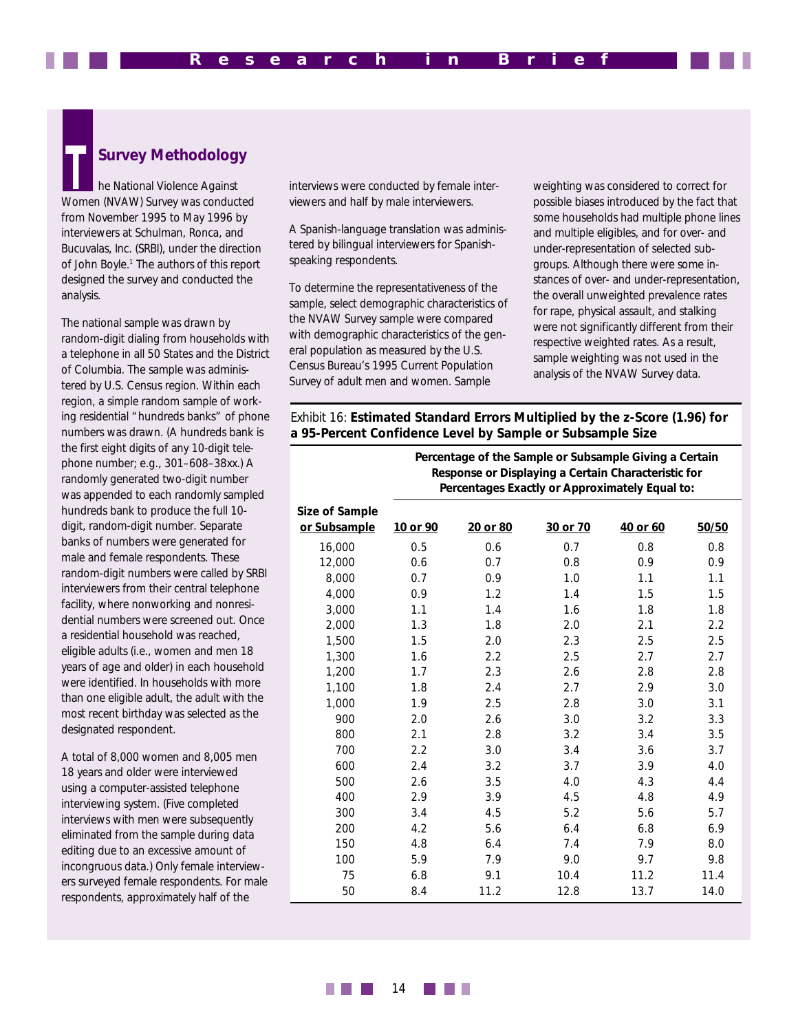## Survey Methodology

The National Violence Against Women (NVAW) Survey was conducted from November 1995 to May 1996 by interviewers at Schulman, Ronca, and Bucuvalas, Inc. (SRBI), under the direction of John Boyle.[1] The authors of this report designed the survey and conducted the analysis.

The national sample was drawn by random-digit dialing from households with a telephone in all 50 States and the District of Columbia. The sample was administered by U.S. Census region. Within each region, a simple random sample of working residential "hundreds banks" of phone numbers was drawn. (A hundreds bank is the first eight digits of any 10-digit telephone number; e.g., 301–608–38xx.) A randomly generated two-digit number was appended to each randomly sampled hundreds bank to produce the full 10-digit, random-digit number. Separate banks of numbers were generated for male and female respondents. These random-digit numbers were called by SRBI interviewers from their central telephone facility, where nonworking and nonresidential numbers were screened out. Once a residential household was reached, eligible adults (i.e., women and men 18 years of age and older) in each household were identified. In households with more than one eligible adult, the adult with the most recent birthday was selected as the designated respondent.

A total of 8,000 women and 8,005 men 18 years and older were interviewed using a computer-assisted telephone interviewing system. (Five completed interviews with men were subsequently eliminated from the sample during data editing due to an excessive amount of incongruous data.) Only female interviewers surveyed female respondents. For male respondents, approximately half of the interviews were conducted by female interviewers and half by male interviewers.

A Spanish-language translation was administered by bilingual interviewers for Spanish-speaking respondents.

To determine the representativeness of the sample, select demographic characteristics of the NVAW Survey sample were compared with demographic characteristics of the general population as measured by the U.S. Census Bureau's 1995 Current Population Survey of adult men and women. Sample weighting was considered to correct for possible biases introduced by the fact that some households had multiple phone lines and multiple eligibles, and for over- and under-representation of selected subgroups. Although there were some instances of over- and under-representation, the overall unweighted prevalence rates for rape, physical assault, and stalking were not significantly different from their respective weighted rates. As a result, sample weighting was not used in the analysis of the NVAW Survey data.

Exhibit 16: **Estimated Standard Errors Multiplied by the z-Score (1.96) for a 95-Percent Confidence Level by Sample or Subsample Size**

| Size of Sample or Subsample | Percentage of the Sample or Subsample Giving a Certain Response or Displaying a Certain Characteristic for Percentages Exactly or Approximately Equal to: | | | | |
|---|---|---|---|---|---|
| | **10 or 90** | **20 or 80** | **30 or 70** | **40 or 60** | **50/50** |
| 16,000 | 0.5 | 0.6 | 0.7 | 0.8 | 0.8 |
| 12,000 | 0.6 | 0.7 | 0.8 | 0.9 | 0.9 |
| 8,000 | 0.7 | 0.9 | 1.0 | 1.1 | 1.1 |
| 4,000 | 0.9 | 1.2 | 1.4 | 1.5 | 1.5 |
| 3,000 | 1.1 | 1.4 | 1.6 | 1.8 | 1.8 |
| 2,000 | 1.3 | 1.8 | 2.0 | 2.1 | 2.2 |
| 1,500 | 1.5 | 2.0 | 2.3 | 2.5 | 2.5 |
| 1,300 | 1.6 | 2.2 | 2.5 | 2.7 | 2.7 |
| 1,200 | 1.7 | 2.3 | 2.6 | 2.8 | 2.8 |
| 1,100 | 1.8 | 2.4 | 2.7 | 2.9 | 3.0 |
| 1,000 | 1.9 | 2.5 | 2.8 | 3.0 | 3.1 |
| 900 | 2.0 | 2.6 | 3.0 | 3.2 | 3.3 |
| 800 | 2.1 | 2.8 | 3.2 | 3.4 | 3.5 |
| 700 | 2.2 | 3.0 | 3.4 | 3.6 | 3.7 |
| 600 | 2.4 | 3.2 | 3.7 | 3.9 | 4.0 |
| 500 | 2.6 | 3.5 | 4.0 | 4.3 | 4.4 |
| 400 | 2.9 | 3.9 | 4.5 | 4.8 | 4.9 |
| 300 | 3.4 | 4.5 | 5.2 | 5.6 | 5.7 |
| 200 | 4.2 | 5.6 | 6.4 | 6.8 | 6.9 |
| 150 | 4.8 | 6.4 | 7.4 | 7.9 | 8.0 |
| 100 | 5.9 | 7.9 | 9.0 | 9.7 | 9.8 |
| 75 | 6.8 | 9.1 | 10.4 | 11.2 | 11.4 |
| 50 | 8.4 | 11.2 | 12.8 | 13.7 | 14.0 |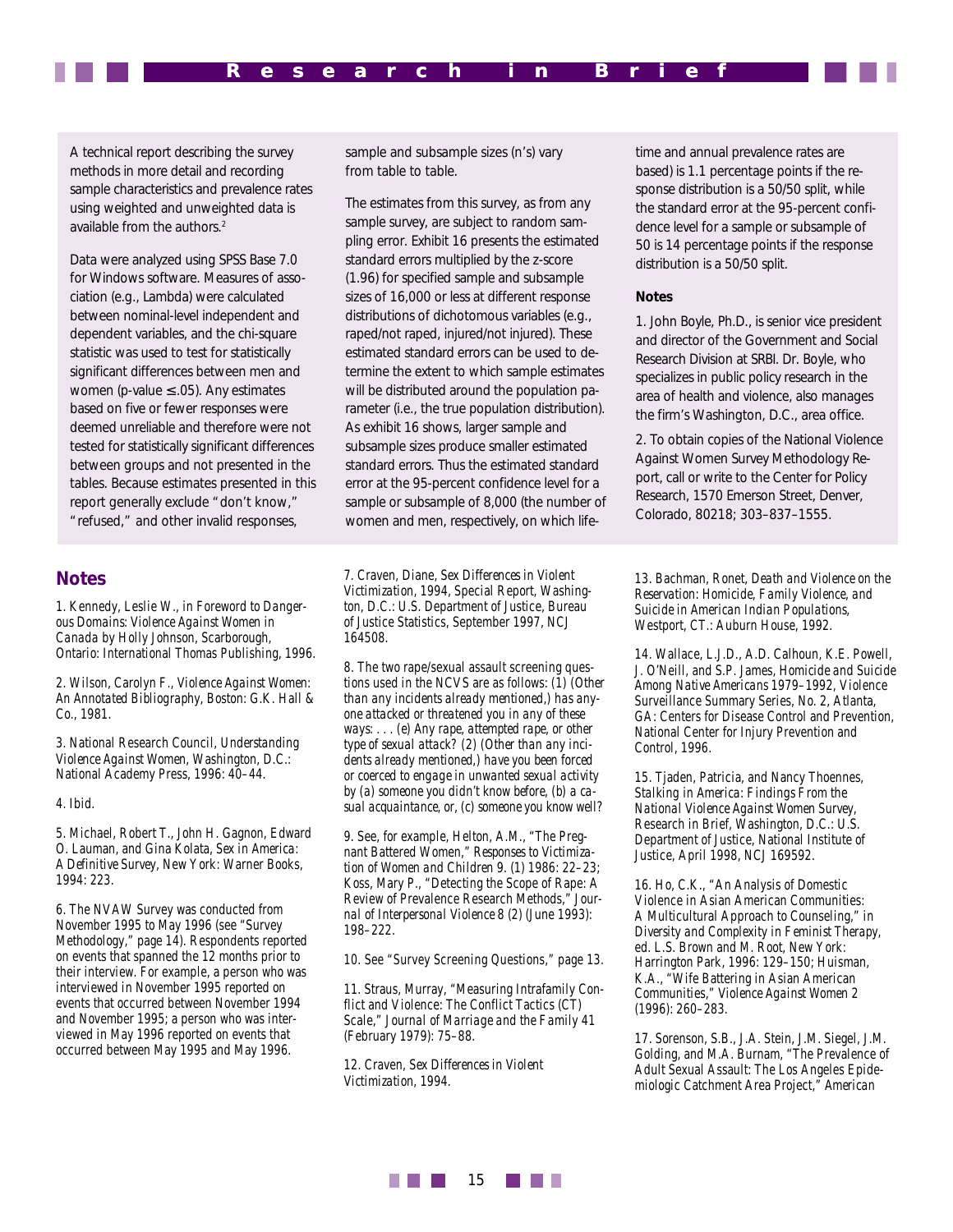A technical report describing the survey methods in more detail and recording sample characteristics and prevalence rates using weighted and unweighted data is available from the authors.[2]

Data were analyzed using SPSS Base 7.0 for Windows software. Measures of association (e.g., Lambda) were calculated between nominal-level independent and dependent variables, and the chi-square statistic was used to test for statistically significant differences between men and women (p-value ≤ .05). Any estimates based on five or fewer responses were deemed unreliable and therefore were not tested for statistically significant differences between groups and not presented in the tables. Because estimates presented in this report generally exclude "don't know," "refused," and other invalid responses, sample and subsample sizes (n's) vary from table to table.

The estimates from this survey, as from any sample survey, are subject to random sampling error. Exhibit 16 presents the estimated standard errors multiplied by the z-score (1.96) for specified sample and subsample sizes of 16,000 or less at different response distributions of dichotomous variables (e.g., raped/not raped, injured/not injured). These estimated standard errors can be used to determine the extent to which sample estimates will be distributed around the population parameter (i.e., the true population distribution). As exhibit 16 shows, larger sample and subsample sizes produce smaller estimated standard errors. Thus the estimated standard error at the 95-percent confidence level for a sample or subsample of 8,000 (the number of women and men, respectively, on which lifetime and annual prevalence rates are based) is 1.1 percentage points if the response distribution is a 50/50 split, while the standard error at the 95-percent confidence level for a sample or subsample of 50 is 14 percentage points if the response distribution is a 50/50 split.

**Notes**

1. John Boyle, Ph.D., is senior vice president and director of the Government and Social Research Division at SRBI. Dr. Boyle, who specializes in public policy research in the area of health and violence, also manages the firm's Washington, D.C., area office.

2. To obtain copies of the National Violence Against Women Survey Methodology Report, call or write to the Center for Policy Research, 1570 Emerson Street, Denver, Colorado, 80218; 303–837–1555.

## Notes

1. Kennedy, Leslie W., in Foreword to *Dangerous Domains: Violence Against Women in Canada* by Holly Johnson, Scarborough, Ontario: International Thomas Publishing, 1996.

2. Wilson, Carolyn F., *Violence Against Women: An Annotated Bibliography*, Boston: G.K. Hall & Co., 1981.

3. National Research Council, *Understanding Violence Against Women*, Washington, D.C.: National Academy Press, 1996: 40–44.

4. Ibid.

5. Michael, Robert T., John H. Gagnon, Edward O. Lauman, and Gina Kolata, *Sex in America: A Definitive Survey*, New York: Warner Books, 1994: 223.

6. The NVAW Survey was conducted from November 1995 to May 1996 (see "Survey Methodology," page 14). Respondents reported on events that spanned the 12 months prior to their interview. For example, a person who was interviewed in November 1995 reported on events that occurred between November 1994 and November 1995; a person who was interviewed in May 1996 reported on events that occurred between May 1995 and May 1996.

7. Craven, Diane, *Sex Differences in Violent Victimization, 1994*, Special Report, Washington, D.C.: U.S. Department of Justice, Bureau of Justice Statistics, September 1997, NCJ 164508.

8. The two rape/sexual assault screening questions used in the NCVS are as follows: (1) *(Other than any incidents already mentioned,) has anyone attacked or threatened you in any of these ways: . . . (e) Any rape, attempted rape, or other type of sexual attack? (2) (Other than any incidents already mentioned,) have you been forced or coerced to engage in unwanted sexual activity by (a) someone you didn't know before, (b) a casual acquaintance, or, (c) someone you know well?*

9. See, for example, Helton, A.M., "The Pregnant Battered Women," *Responses to Victimization of Women and Children* 9. (1) 1986: 22–23; Koss, Mary P., "Detecting the Scope of Rape: A Review of Prevalence Research Methods," *Journal of Interpersonal Violence* 8 (2) (June 1993): 198–222.

10. See "Survey Screening Questions," page 13.

11. Straus, Murray, "Measuring Intrafamily Conflict and Violence: The Conflict Tactics (CT) Scale," *Journal of Marriage and the Family* 41 (February 1979): 75–88.

12. Craven, *Sex Differences in Violent Victimization, 1994*.

13. Bachman, Ronet, *Death and Violence on the Reservation: Homicide, Family Violence, and Suicide in American Indian Populations*, Westport, CT.: Auburn House, 1992.

14. Wallace, L.J.D., A.D. Calhoun, K.E. Powell, J. O'Neill, and S.P. James, *Homicide and Suicide Among Native Americans 1979–1992*, Violence Surveillance Summary Series, No. 2, Atlanta, GA: Centers for Disease Control and Prevention, National Center for Injury Prevention and Control, 1996.

15. Tjaden, Patricia, and Nancy Thoennes, *Stalking in America: Findings From the National Violence Against Women Survey*, Research in Brief, Washington, D.C.: U.S. Department of Justice, National Institute of Justice, April 1998, NCJ 169592.

16. Ho, C.K., "An Analysis of Domestic Violence in Asian American Communities: A Multicultural Approach to Counseling," in *Diversity and Complexity in Feminist Therapy*, ed. L.S. Brown and M. Root, New York: Harrington Park, 1996: 129–150; Huisman, K.A., "Wife Battering in Asian American Communities," *Violence Against Women* 2 (1996): 260–283.

17. Sorenson, S.B., J.A. Stein, J.M. Siegel, J.M. Golding, and M.A. Burnam, "The Prevalence of Adult Sexual Assault: The Los Angeles Epidemiologic Catchment Area Project," *American*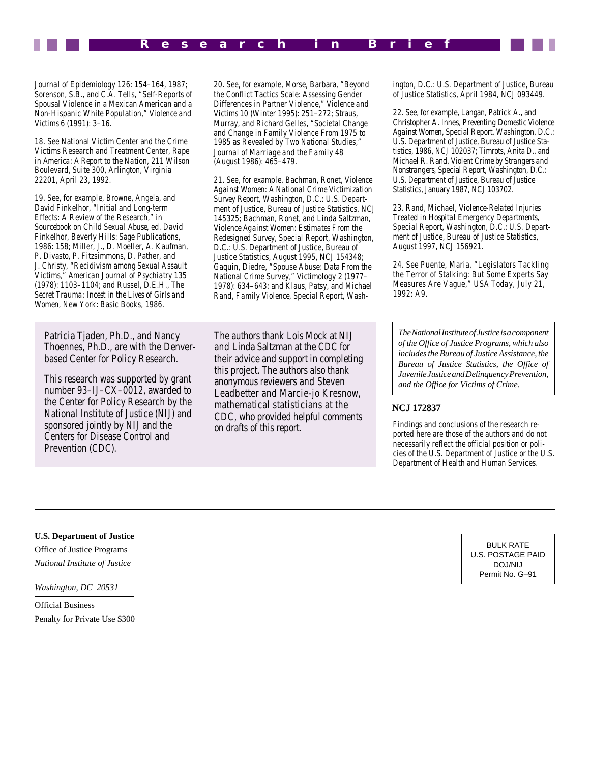*Journal of Epidemiology* 126: 154–164, 1987; Sorenson, S.B., and C.A. Tells, "Self-Reports of Spousal Violence in a Mexican American and a Non-Hispanic White Population," *Violence and Victims* 6 (1991): 3–16.

18. See National Victim Center and the Crime Victims Research and Treatment Center, *Rape in America: A Report to the Nation*, 211 Wilson Boulevard, Suite 300, Arlington, Virginia 22201, April 23, 1992.

19. See, for example, Browne, Angela, and David Finkelhor, "Initial and Long-term Effects: A Review of the Research," in *Sourcebook on Child Sexual Abuse*, ed. David Finkelhor, Beverly Hills: Sage Publications, 1986: 158; Miller, J., D. Moeller, A. Kaufman, P. Divasto, P. Fitzsimmons, D. Pather, and J. Christy, "Recidivism among Sexual Assault Victims," *American Journal of Psychiatry* 135 (1978): 1103–1104; and Russel, D.E.H., *The Secret Trauma: Incest in the Lives of Girls and Women*, New York: Basic Books, 1986.

20. See, for example, Morse, Barbara, "Beyond the Conflict Tactics Scale: Assessing Gender Differences in Partner Violence," *Violence and Victims* 10 (Winter 1995): 251–272; Straus, Murray, and Richard Gelles, "Societal Change and Change in Family Violence From 1975 to 1985 as Revealed by Two National Studies," *Journal of Marriage and the Family* 48 (August 1986): 465–479.

21. See, for example, Bachman, Ronet, *Violence Against Women: A National Crime Victimization Survey Report*, Washington, D.C.: U.S. Department of Justice, Bureau of Justice Statistics, NCJ 145325; Bachman, Ronet, and Linda Saltzman, *Violence Against Women: Estimates From the Redesigned Survey*, Special Report, Washington, D.C.: U.S. Department of Justice, Bureau of Justice Statistics, August 1995, NCJ 154348; Gaquin, Diedre, "Spouse Abuse: Data From the National Crime Survey," *Victimology* 2 (1977–1978): 634–643; and Klaus, Patsy, and Michael Rand, *Family Violence*, Special Report, Washington, D.C.: U.S. Department of Justice, Bureau of Justice Statistics, April 1984, NCJ 093449.

22. See, for example, Langan, Patrick A., and Christopher A. Innes, *Preventing Domestic Violence Against Women*, Special Report, Washington, D.C.: U.S. Department of Justice, Bureau of Justice Statistics, 1986, NCJ 102037; Timrots, Anita D., and Michael R. Rand, *Violent Crime by Strangers and Nonstrangers*, Special Report, Washington, D.C.: U.S. Department of Justice, Bureau of Justice Statistics, January 1987, NCJ 103702.

23. Rand, Michael, *Violence-Related Injuries Treated in Hospital Emergency Departments*, Special Report, Washington, D.C.: U.S. Department of Justice, Bureau of Justice Statistics, August 1997, NCJ 156921.

24. See Puente, Maria, "Legislators Tackling the Terror of Stalking: But Some Experts Say Measures Are Vague," *USA Today*, July 21, 1992: A9.

Patricia Tjaden, Ph.D., and Nancy Thoennes, Ph.D., are with the Denver-based Center for Policy Research.

This research was supported by grant number 93–IJ–CX–0012, awarded to the Center for Policy Research by the National Institute of Justice (NIJ) and sponsored jointly by NIJ and the Centers for Disease Control and Prevention (CDC).

The authors thank Lois Mock at NIJ and Linda Saltzman at the CDC for their advice and support in completing this project. The authors also thank anonymous reviewers and Steven Leadbetter and Marcie-jo Kresnow, mathematical statisticians at the CDC, who provided helpful comments on drafts of this report.

*The National Institute of Justice is a component of the Office of Justice Programs, which also includes the Bureau of Justice Assistance, the Bureau of Justice Statistics, the Office of Juvenile Justice and Delinquency Prevention, and the Office for Victims of Crime.*

**NCJ 172837**

Findings and conclusions of the research reported here are those of the authors and do not necessarily reflect the official position or policies of the U.S. Department of Justice or the U.S. Department of Health and Human Services.

---

**U.S. Department of Justice**

Office of Justice Programs

*National Institute of Justice*

*Washington, DC 20531*

Official Business

Penalty for Private Use $300

BULK RATE
U.S. POSTAGE PAID
DOJ/NIJ
Permit No. G–91